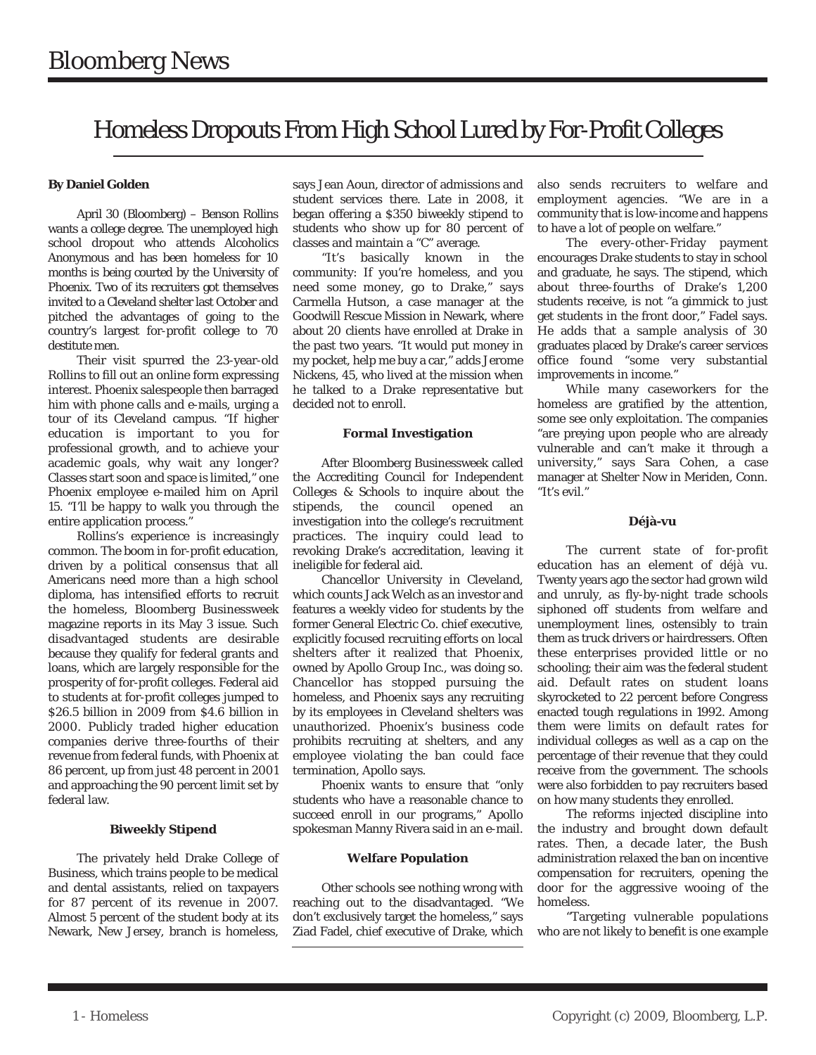Bloomberg News

# Homeless Dropouts From High School Lured by For-Profit Colleges

**By Daniel Golden**

April 30 (Bloomberg) – Benson Rollins wants a college degree. The unemployed high school dropout who attends Alcoholics Anonymous and has been homeless for 10 months is being courted by the University of Phoenix. Two of its recruiters got themselves invited to a Cleveland shelter last October and pitched the advantages of going to the country's largest for-profit college to 70 destitute men.

Their visit spurred the 23-year-old Rollins to fill out an online form expressing interest. Phoenix salespeople then barraged him with phone calls and e-mails, urging a tour of its Cleveland campus. "If higher education is important to you for professional growth, and to achieve your academic goals, why wait any longer? Classes start soon and space is limited," one Phoenix employee e-mailed him on April 15. "I'll be happy to walk you through the entire application process."

Rollins's experience is increasingly common. The boom in for-profit education, driven by a political consensus that all Americans need more than a high school diploma, has intensified efforts to recruit the homeless, Bloomberg Businessweek magazine reports in its May 3 issue. Such disadvantaged students are desirable because they qualify for federal grants and loans, which are largely responsible for the prosperity of for-profit colleges. Federal aid to students at for-profit colleges jumped to $26.5 billion in 2009 from $4.6 billion in 2000. Publicly traded higher education companies derive three-fourths of their revenue from federal funds, with Phoenix at 86 percent, up from just 48 percent in 2001 and approaching the 90 percent limit set by federal law.

### Biweekly Stipend

The privately held Drake College of Business, which trains people to be medical and dental assistants, relied on taxpayers for 87 percent of its revenue in 2007. Almost 5 percent of the student body at its Newark, New Jersey, branch is homeless, says Jean Aoun, director of admissions and student services there. Late in 2008, it began offering a $350 biweekly stipend to students who show up for 80 percent of classes and maintain a "C" average.

"It's basically known in the community: If you're homeless, and you need some money, go to Drake," says Carmella Hutson, a case manager at the Goodwill Rescue Mission in Newark, where about 20 clients have enrolled at Drake in the past two years. "It would put money in my pocket, help me buy a car," adds Jerome Nickens, 45, who lived at the mission when he talked to a Drake representative but decided not to enroll.

### Formal Investigation

After Bloomberg Businessweek called the Accrediting Council for Independent Colleges & Schools to inquire about the stipends, the council opened an investigation into the college's recruitment practices. The inquiry could lead to revoking Drake's accreditation, leaving it ineligible for federal aid.

Chancellor University in Cleveland, which counts Jack Welch as an investor and features a weekly video for students by the former General Electric Co. chief executive, explicitly focused recruiting efforts on local shelters after it realized that Phoenix, owned by Apollo Group Inc., was doing so. Chancellor has stopped pursuing the homeless, and Phoenix says any recruiting by its employees in Cleveland shelters was unauthorized. Phoenix's business code prohibits recruiting at shelters, and any employee violating the ban could face termination, Apollo says.

Phoenix wants to ensure that "only students who have a reasonable chance to succeed enroll in our programs," Apollo spokesman Manny Rivera said in an e-mail.

### Welfare Population

Other schools see nothing wrong with reaching out to the disadvantaged. "We don't exclusively target the homeless," says Ziad Fadel, chief executive of Drake, which also sends recruiters to welfare and employment agencies. "We are in a community that is low-income and happens to have a lot of people on welfare."

The every-other-Friday payment encourages Drake students to stay in school and graduate, he says. The stipend, which about three-fourths of Drake's 1,200 students receive, is not "a gimmick to just get students in the front door," Fadel says. He adds that a sample analysis of 30 graduates placed by Drake's career services office found "some very substantial improvements in income."

While many caseworkers for the homeless are gratified by the attention, some see only exploitation. The companies "are preying upon people who are already vulnerable and can't make it through a university," says Sara Cohen, a case manager at Shelter Now in Meriden, Conn. "It's evil."

### Déjà-vu

The current state of for-profit education has an element of déjà vu. Twenty years ago the sector had grown wild and unruly, as fly-by-night trade schools siphoned off students from welfare and unemployment lines, ostensibly to train them as truck drivers or hairdressers. Often these enterprises provided little or no schooling; their aim was the federal student aid. Default rates on student loans skyrocketed to 22 percent before Congress enacted tough regulations in 1992. Among them were limits on default rates for individual colleges as well as a cap on the percentage of their revenue that they could receive from the government. The schools were also forbidden to pay recruiters based on how many students they enrolled.

The reforms injected discipline into the industry and brought down default rates. Then, a decade later, the Bush administration relaxed the ban on incentive compensation for recruiters, opening the door for the aggressive wooing of the homeless.

"Targeting vulnerable populations who are not likely to benefit is one example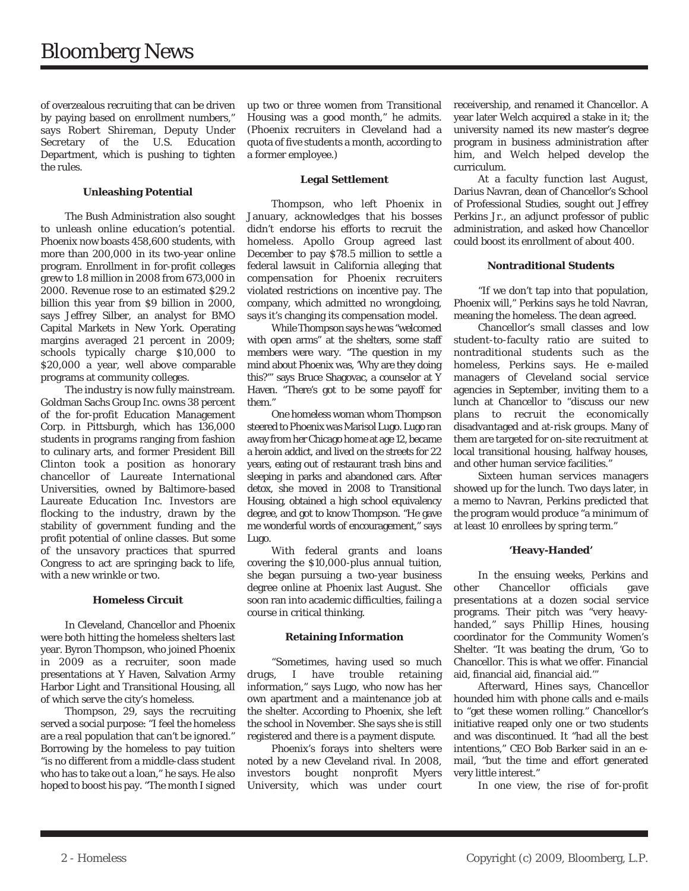of overzealous recruiting that can be driven by paying based on enrollment numbers," says Robert Shireman, Deputy Under Secretary of the U.S. Education Department, which is pushing to tighten the rules.

### Unleashing Potential

The Bush Administration also sought to unleash online education's potential. Phoenix now boasts 458,600 students, with more than 200,000 in its two-year online program. Enrollment in for-profit colleges grew to 1.8 million in 2008 from 673,000 in 2000. Revenue rose to an estimated $29.2 billion this year from $9 billion in 2000, says Jeffrey Silber, an analyst for BMO Capital Markets in New York. Operating margins averaged 21 percent in 2009; schools typically charge $10,000 to $20,000 a year, well above comparable programs at community colleges.

The industry is now fully mainstream. Goldman Sachs Group Inc. owns 38 percent of the for-profit Education Management Corp. in Pittsburgh, which has 136,000 students in programs ranging from fashion to culinary arts, and former President Bill Clinton took a position as honorary chancellor of Laureate International Universities, owned by Baltimore-based Laureate Education Inc. Investors are flocking to the industry, drawn by the stability of government funding and the profit potential of online classes. But some of the unsavory practices that spurred Congress to act are springing back to life, with a new wrinkle or two.

### Homeless Circuit

In Cleveland, Chancellor and Phoenix were both hitting the homeless shelters last year. Byron Thompson, who joined Phoenix in 2009 as a recruiter, soon made presentations at Y Haven, Salvation Army Harbor Light and Transitional Housing, all of which serve the city's homeless.

Thompson, 29, says the recruiting served a social purpose: "I feel the homeless are a real population that can't be ignored." Borrowing by the homeless to pay tuition "is no different from a middle-class student who has to take out a loan," he says. He also hoped to boost his pay. "The month I signed up two or three women from Transitional Housing was a good month," he admits. (Phoenix recruiters in Cleveland had a quota of five students a month, according to a former employee.)

### Legal Settlement

Thompson, who left Phoenix in January, acknowledges that his bosses didn't endorse his efforts to recruit the homeless. Apollo Group agreed last December to pay $78.5 million to settle a federal lawsuit in California alleging that compensation for Phoenix recruiters violated restrictions on incentive pay. The company, which admitted no wrongdoing, says it's changing its compensation model.

While Thompson says he was "welcomed with open arms" at the shelters, some staff members were wary. "The question in my mind about Phoenix was, 'Why are they doing this?'" says Bruce Shagovac, a counselor at Y Haven. "There's got to be some payoff for them."

One homeless woman whom Thompson steered to Phoenix was Marisol Lugo. Lugo ran away from her Chicago home at age 12, became a heroin addict, and lived on the streets for 22 years, eating out of restaurant trash bins and sleeping in parks and abandoned cars. After detox, she moved in 2008 to Transitional Housing, obtained a high school equivalency degree, and got to know Thompson. "He gave me wonderful words of encouragement," says Lugo.

With federal grants and loans covering the $10,000-plus annual tuition, she began pursuing a two-year business degree online at Phoenix last August. She soon ran into academic difficulties, failing a course in critical thinking.

### Retaining Information

"Sometimes, having used so much drugs, I have trouble retaining information," says Lugo, who now has her own apartment and a maintenance job at the shelter. According to Phoenix, she left the school in November. She says she is still registered and there is a payment dispute.

Phoenix's forays into shelters were noted by a new Cleveland rival. In 2008, investors bought nonprofit Myers University, which was under court receivership, and renamed it Chancellor. A year later Welch acquired a stake in it; the university named its new master's degree program in business administration after him, and Welch helped develop the curriculum.

At a faculty function last August, Darius Navran, dean of Chancellor's School of Professional Studies, sought out Jeffrey Perkins Jr., an adjunct professor of public administration, and asked how Chancellor could boost its enrollment of about 400.

### Nontraditional Students

"If we don't tap into that population, Phoenix will," Perkins says he told Navran, meaning the homeless. The dean agreed.

Chancellor's small classes and low student-to-faculty ratio are suited to nontraditional students such as the homeless, Perkins says. He e-mailed managers of Cleveland social service agencies in September, inviting them to a lunch at Chancellor to "discuss our new plans to recruit the economically disadvantaged and at-risk groups. Many of them are targeted for on-site recruitment at local transitional housing, halfway houses, and other human service facilities."

Sixteen human services managers showed up for the lunch. Two days later, in a memo to Navran, Perkins predicted that the program would produce "a minimum of at least 10 enrollees by spring term."

### 'Heavy-Handed'

In the ensuing weeks, Perkins and other Chancellor officials gave presentations at a dozen social service programs. Their pitch was "very heavy-handed," says Phillip Hines, housing coordinator for the Community Women's Shelter. "It was beating the drum, 'Go to Chancellor. This is what we offer. Financial aid, financial aid, financial aid.'"

Afterward, Hines says, Chancellor hounded him with phone calls and e-mails to "get these women rolling." Chancellor's initiative reaped only one or two students and was discontinued. It "had all the best intentions," CEO Bob Barker said in an e-mail, "but the time and effort generated very little interest."

In one view, the rise of for-profit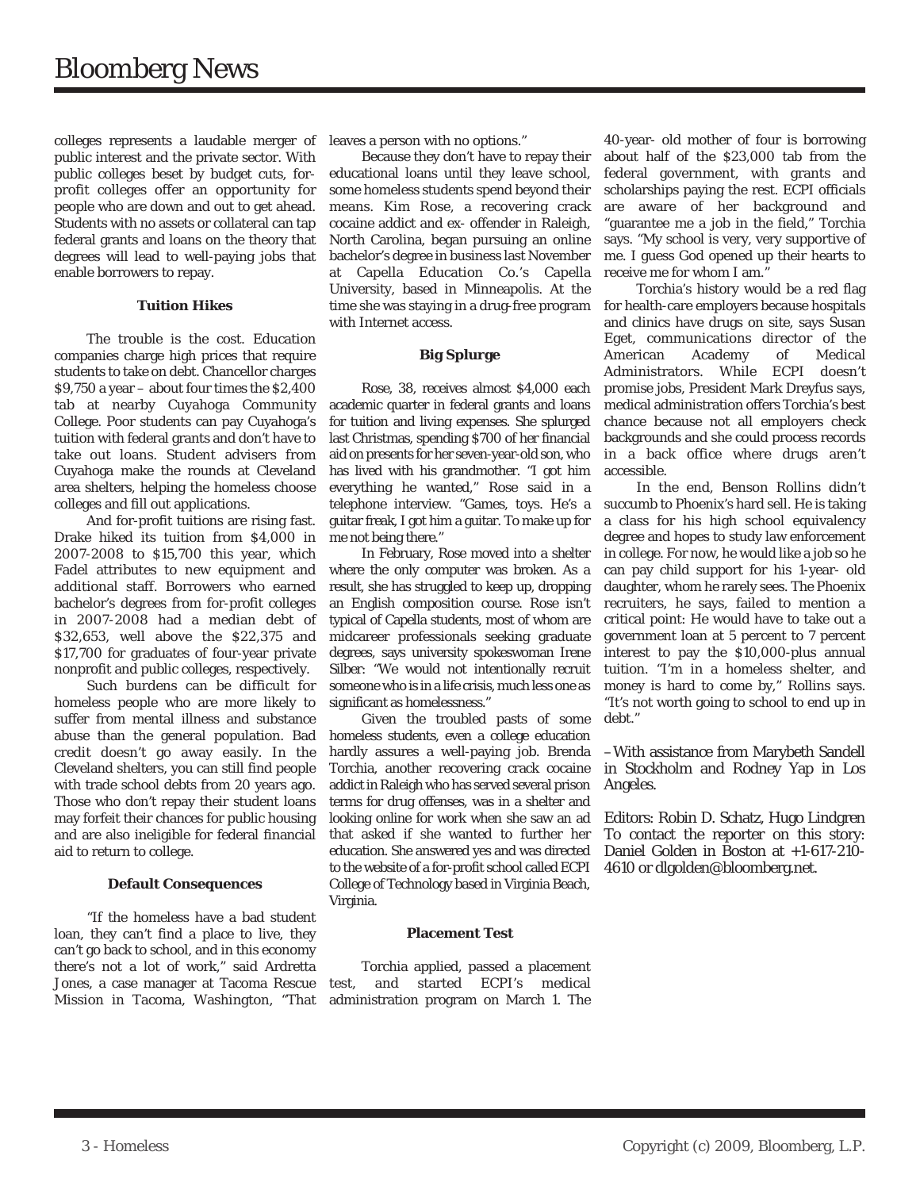colleges represents a laudable merger of public interest and the private sector. With public colleges beset by budget cuts, for-profit colleges offer an opportunity for people who are down and out to get ahead. Students with no assets or collateral can tap federal grants and loans on the theory that degrees will lead to well-paying jobs that enable borrowers to repay.

**Tuition Hikes**

The trouble is the cost. Education companies charge high prices that require students to take on debt. Chancellor charges $9,750 a year – about four times the $2,400 tab at nearby Cuyahoga Community College. Poor students can pay Cuyahoga's tuition with federal grants and don't have to take out loans. Student advisers from Cuyahoga make the rounds at Cleveland area shelters, helping the homeless choose colleges and fill out applications.

And for-profit tuitions are rising fast. Drake hiked its tuition from $4,000 in 2007-2008 to $15,700 this year, which Fadel attributes to new equipment and additional staff. Borrowers who earned bachelor's degrees from for-profit colleges in 2007-2008 had a median debt of $32,653, well above the $22,375 and $17,700 for graduates of four-year private nonprofit and public colleges, respectively.

Such burdens can be difficult for homeless people who are more likely to suffer from mental illness and substance abuse than the general population. Bad credit doesn't go away easily. In the Cleveland shelters, you can still find people with trade school debts from 20 years ago. Those who don't repay their student loans may forfeit their chances for public housing and are also ineligible for federal financial aid to return to college.

**Default Consequences**

"If the homeless have a bad student loan, they can't find a place to live, they can't go back to school, and in this economy there's not a lot of work," said Ardretta Jones, a case manager at Tacoma Rescue Mission in Tacoma, Washington, "That leaves a person with no options."

Because they don't have to repay their educational loans until they leave school, some homeless students spend beyond their means. Kim Rose, a recovering crack cocaine addict and ex- offender in Raleigh, North Carolina, began pursuing an online bachelor's degree in business last November at Capella Education Co.'s Capella University, based in Minneapolis. At the time she was staying in a drug-free program with Internet access.

**Big Splurge**

Rose, 38, receives almost $4,000 each academic quarter in federal grants and loans for tuition and living expenses. She splurged last Christmas, spending $700 of her financial aid on presents for her seven-year-old son, who has lived with his grandmother. "I got him everything he wanted," Rose said in a telephone interview. "Games, toys. He's a guitar freak, I got him a guitar. To make up for me not being there."

In February, Rose moved into a shelter where the only computer was broken. As a result, she has struggled to keep up, dropping an English composition course. Rose isn't typical of Capella students, most of whom are midcareer professionals seeking graduate degrees, says university spokeswoman Irene Silber: "We would not intentionally recruit someone who is in a life crisis, much less one as significant as homelessness."

Given the troubled pasts of some homeless students, even a college education hardly assures a well-paying job. Brenda Torchia, another recovering crack cocaine addict in Raleigh who has served several prison terms for drug offenses, was in a shelter and looking online for work when she saw an ad that asked if she wanted to further her education. She answered yes and was directed to the website of a for-profit school called ECPI College of Technology based in Virginia Beach, Virginia.

**Placement Test**

Torchia applied, passed a placement test, and started ECPI's medical administration program on March 1. The 40-year- old mother of four is borrowing about half of the $23,000 tab from the federal government, with grants and scholarships paying the rest. ECPI officials are aware of her background and "guarantee me a job in the field," Torchia says. "My school is very, very supportive of me. I guess God opened up their hearts to receive me for whom I am."

Torchia's history would be a red flag for health-care employers because hospitals and clinics have drugs on site, says Susan Eget, communications director of the American Academy of Medical Administrators. While ECPI doesn't promise jobs, President Mark Dreyfus says, medical administration offers Torchia's best chance because not all employers check backgrounds and she could process records in a back office where drugs aren't accessible.

In the end, Benson Rollins didn't succumb to Phoenix's hard sell. He is taking a class for his high school equivalency degree and hopes to study law enforcement in college. For now, he would like a job so he can pay child support for his 1-year- old daughter, whom he rarely sees. The Phoenix recruiters, he says, failed to mention a critical point: He would have to take out a government loan at 5 percent to 7 percent interest to pay the $10,000-plus annual tuition. "I'm in a homeless shelter, and money is hard to come by," Rollins says. "It's not worth going to school to end up in debt."

–With assistance from Marybeth Sandell in Stockholm and Rodney Yap in Los Angeles.

Editors: Robin D. Schatz, Hugo Lindgren
To contact the reporter on this story: Daniel Golden in Boston at +1-617-210-4610 or dlgolden@bloomberg.net.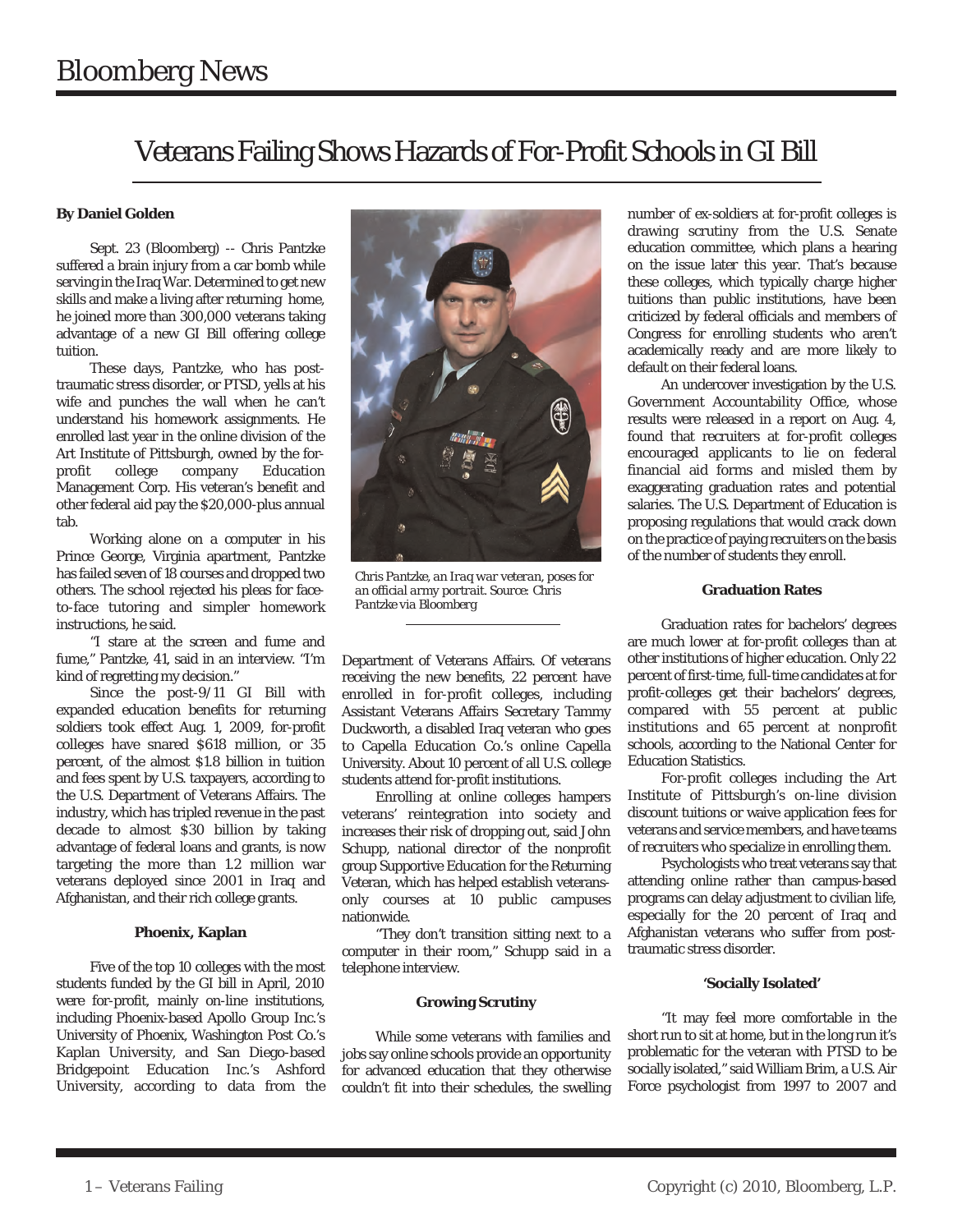# Bloomberg News

## Veterans Failing Shows Hazards of For-Profit Schools in GI Bill

**By Daniel Golden**

Sept. 23 (Bloomberg) -- Chris Pantzke suffered a brain injury from a car bomb while serving in the Iraq War. Determined to get new skills and make a living after returning home, he joined more than 300,000 veterans taking advantage of a new GI Bill offering college tuition.

These days, Pantzke, who has post-traumatic stress disorder, or PTSD, yells at his wife and punches the wall when he can't understand his homework assignments. He enrolled last year in the online division of the Art Institute of Pittsburgh, owned by the for-profit college company Education Management Corp. His veteran's benefit and other federal aid pay the $20,000-plus annual tab.

Working alone on a computer in his Prince George, Virginia apartment, Pantzke has failed seven of 18 courses and dropped two others. The school rejected his pleas for face-to-face tutoring and simpler homework instructions, he said.

"I stare at the screen and fume and fume," Pantzke, 41, said in an interview. "I'm kind of regretting my decision."

Since the post-9/11 GI Bill with expanded education benefits for returning soldiers took effect Aug. 1, 2009, for-profit colleges have snared $618 million, or 35 percent, of the almost $1.8 billion in tuition and fees spent by U.S. taxpayers, according to the U.S. Department of Veterans Affairs. The industry, which has tripled revenue in the past decade to almost $30 billion by taking advantage of federal loans and grants, is now targeting the more than 1.2 million war veterans deployed since 2001 in Iraq and Afghanistan, and their rich college grants.

*Chris Pantzke, an Iraq war veteran, poses for an official army portrait. Source: Chris Pantzke via Bloomberg*

### Phoenix, Kaplan

Five of the top 10 colleges with the most students funded by the GI bill in April, 2010 were for-profit, mainly on-line institutions, including Phoenix-based Apollo Group Inc.'s University of Phoenix, Washington Post Co.'s Kaplan University, and San Diego-based Bridgepoint Education Inc.'s Ashford University, according to data from the Department of Veterans Affairs. Of veterans receiving the new benefits, 22 percent have enrolled in for-profit colleges, including Assistant Veterans Affairs Secretary Tammy Duckworth, a disabled Iraq veteran who goes to Capella Education Co.'s online Capella University. About 10 percent of all U.S. college students attend for-profit institutions.

Enrolling at online colleges hampers veterans' reintegration into society and increases their risk of dropping out, said John Schupp, national director of the nonprofit group Supportive Education for the Returning Veteran, which has helped establish veterans-only courses at 10 public campuses nationwide.

"They don't transition sitting next to a computer in their room," Schupp said in a telephone interview.

### Growing Scrutiny

While some veterans with families and jobs say online schools provide an opportunity for advanced education that they otherwise couldn't fit into their schedules, the swelling number of ex-soldiers at for-profit colleges is drawing scrutiny from the U.S. Senate education committee, which plans a hearing on the issue later this year. That's because these colleges, which typically charge higher tuitions than public institutions, have been criticized by federal officials and members of Congress for enrolling students who aren't academically ready and are more likely to default on their federal loans.

An undercover investigation by the U.S. Government Accountability Office, whose results were released in a report on Aug. 4, found that recruiters at for-profit colleges encouraged applicants to lie on federal financial aid forms and misled them by exaggerating graduation rates and potential salaries. The U.S. Department of Education is proposing regulations that would crack down on the practice of paying recruiters on the basis of the number of students they enroll.

### Graduation Rates

Graduation rates for bachelors' degrees are much lower at for-profit colleges than at other institutions of higher education. Only 22 percent of first-time, full-time candidates at for profit-colleges get their bachelors' degrees, compared with 55 percent at public institutions and 65 percent at nonprofit schools, according to the National Center for Education Statistics.

For-profit colleges including the Art Institute of Pittsburgh's on-line division discount tuitions or waive application fees for veterans and service members, and have teams of recruiters who specialize in enrolling them.

Psychologists who treat veterans say that attending online rather than campus-based programs can delay adjustment to civilian life, especially for the 20 percent of Iraq and Afghanistan veterans who suffer from post-traumatic stress disorder.

### 'Socially Isolated'

"It may feel more comfortable in the short run to sit at home, but in the long run it's problematic for the veteran with PTSD to be socially isolated," said William Brim, a U.S. Air Force psychologist from 1997 to 2007 and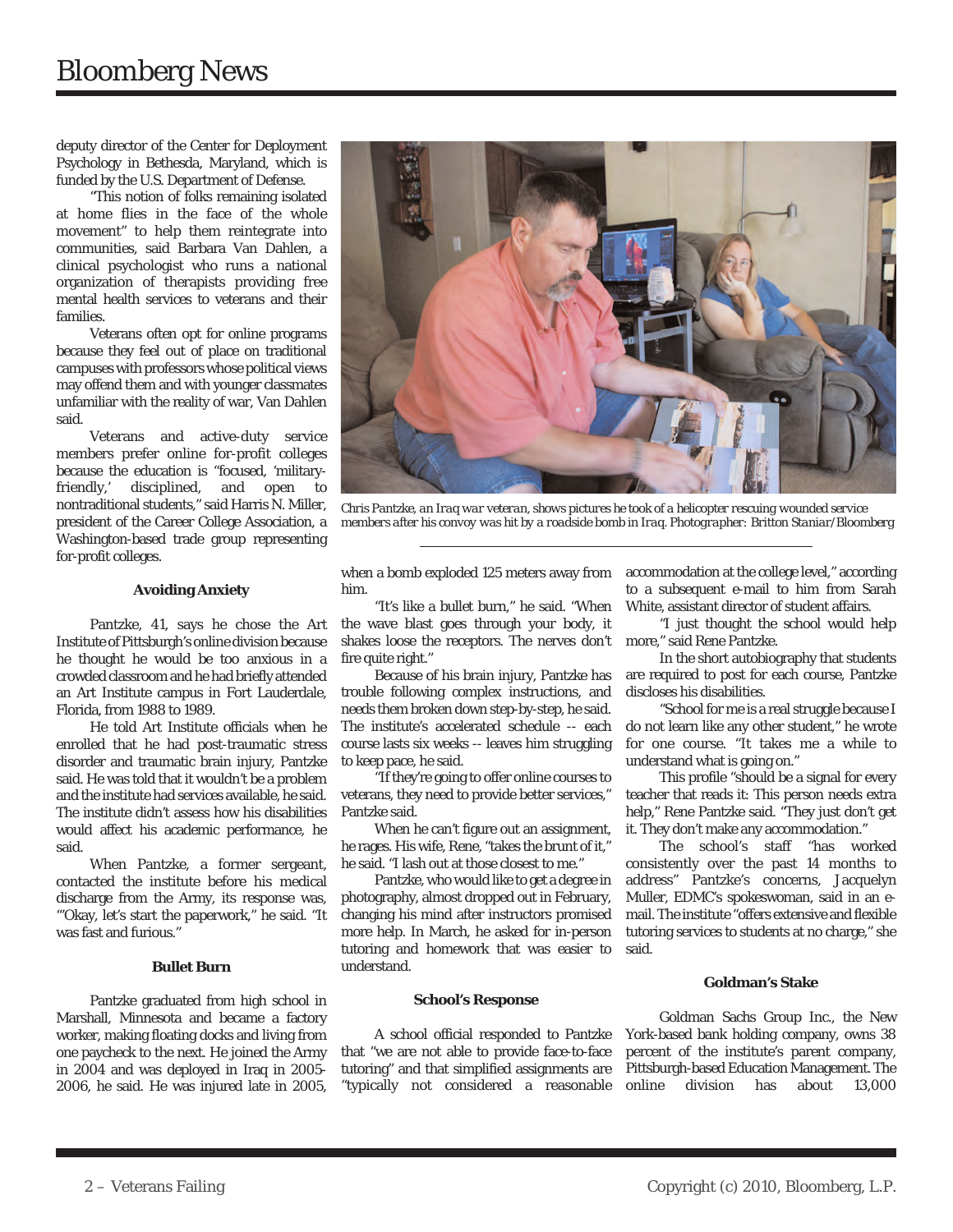deputy director of the Center for Deployment Psychology in Bethesda, Maryland, which is funded by the U.S. Department of Defense.

"This notion of folks remaining isolated at home flies in the face of the whole movement" to help them reintegrate into communities, said Barbara Van Dahlen, a clinical psychologist who runs a national organization of therapists providing free mental health services to veterans and their families.

Veterans often opt for online programs because they feel out of place on traditional campuses with professors whose political views may offend them and with younger classmates unfamiliar with the reality of war, Van Dahlen said.

Veterans and active-duty service members prefer online for-profit colleges because the education is "focused, 'military-friendly,' disciplined, and open to nontraditional students," said Harris N. Miller, president of the Career College Association, a Washington-based trade group representing for-profit colleges.

*Chris Pantzke, an Iraq war veteran, shows pictures he took of a helicopter rescuing wounded service members after his convoy was hit by a roadside bomb in Iraq. Photographer: Britton Staniar/Bloomberg*

### Avoiding Anxiety

Pantzke, 41, says he chose the Art Institute of Pittsburgh's online division because he thought he would be too anxious in a crowded classroom and he had briefly attended an Art Institute campus in Fort Lauderdale, Florida, from 1988 to 1989.

He told Art Institute officials when he enrolled that he had post-traumatic stress disorder and traumatic brain injury, Pantzke said. He was told that it wouldn't be a problem and the institute had services available, he said. The institute didn't assess how his disabilities would affect his academic performance, he said.

When Pantzke, a former sergeant, contacted the institute before his medical discharge from the Army, its response was, "'Okay, let's start the paperwork," he said. "It was fast and furious."

### Bullet Burn

Pantzke graduated from high school in Marshall, Minnesota and became a factory worker, making floating docks and living from one paycheck to the next. He joined the Army in 2004 and was deployed in Iraq in 2005-2006, he said. He was injured late in 2005, when a bomb exploded 125 meters away from him.

"It's like a bullet burn," he said. "When the wave blast goes through your body, it shakes loose the receptors. The nerves don't fire quite right."

Because of his brain injury, Pantzke has trouble following complex instructions, and needs them broken down step-by-step, he said. The institute's accelerated schedule -- each course lasts six weeks -- leaves him struggling to keep pace, he said.

"If they're going to offer online courses to veterans, they need to provide better services," Pantzke said.

When he can't figure out an assignment, he rages. His wife, Rene, "takes the brunt of it," he said. "I lash out at those closest to me."

Pantzke, who would like to get a degree in photography, almost dropped out in February, changing his mind after instructors promised more help. In March, he asked for in-person tutoring and homework that was easier to understand.

### School's Response

A school official responded to Pantzke that "we are not able to provide face-to-face tutoring" and that simplified assignments are "typically not considered a reasonable accommodation at the college level," according to a subsequent e-mail to him from Sarah White, assistant director of student affairs.

"I just thought the school would help more," said Rene Pantzke.

In the short autobiography that students are required to post for each course, Pantzke discloses his disabilities.

"School for me is a real struggle because I do not learn like any other student," he wrote for one course. "It takes me a while to understand what is going on."

This profile "should be a signal for every teacher that reads it: This person needs extra help," Rene Pantzke said. "They just don't get it. They don't make any accommodation."

The school's staff "has worked consistently over the past 14 months to address" Pantzke's concerns, Jacquelyn Muller, EDMC's spokeswoman, said in an e-mail. The institute "offers extensive and flexible tutoring services to students at no charge," she said.

### Goldman's Stake

Goldman Sachs Group Inc., the New York-based bank holding company, owns 38 percent of the institute's parent company, Pittsburgh-based Education Management. The online division has about 13,000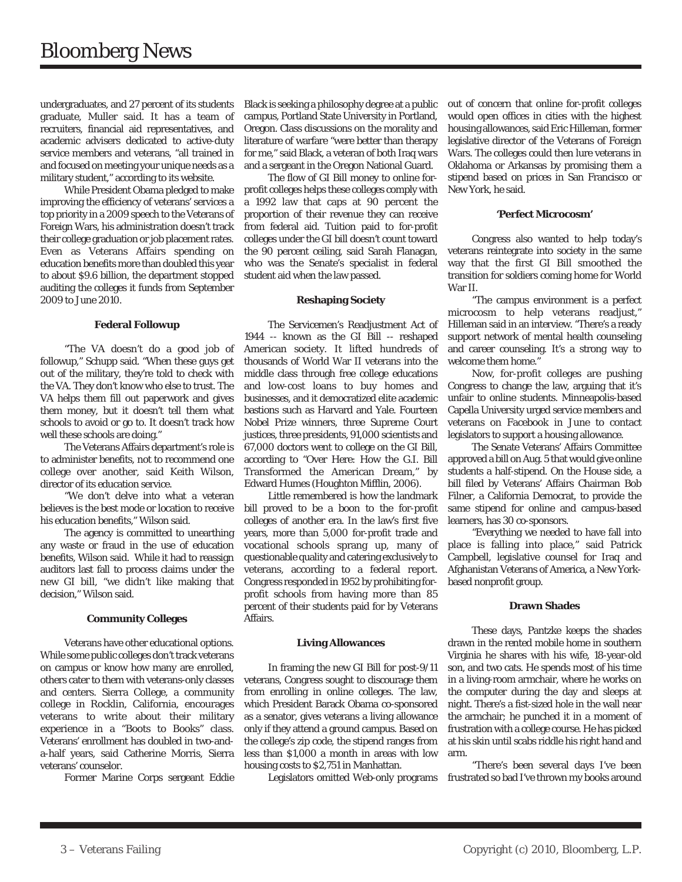undergraduates, and 27 percent of its students graduate, Muller said. It has a team of recruiters, financial aid representatives, and academic advisers dedicated to active-duty service members and veterans, "all trained in and focused on meeting your unique needs as a military student," according to its website.

While President Obama pledged to make improving the efficiency of veterans' services a top priority in a 2009 speech to the Veterans of Foreign Wars, his administration doesn't track their college graduation or job placement rates. Even as Veterans Affairs spending on education benefits more than doubled this year to about $9.6 billion, the department stopped auditing the colleges it funds from September 2009 to June 2010.

**Federal Followup**

"The VA doesn't do a good job of followup," Schupp said. "When these guys get out of the military, they're told to check with the VA. They don't know who else to trust. The VA helps them fill out paperwork and gives them money, but it doesn't tell them what schools to avoid or go to. It doesn't track how well these schools are doing."

The Veterans Affairs department's role is to administer benefits, not to recommend one college over another, said Keith Wilson, director of its education service.

"We don't delve into what a veteran believes is the best mode or location to receive his education benefits," Wilson said.

The agency is committed to unearthing any waste or fraud in the use of education benefits, Wilson said. While it had to reassign auditors last fall to process claims under the new GI bill, "we didn't like making that decision," Wilson said.

**Community Colleges**

Veterans have other educational options. While some public colleges don't track veterans on campus or know how many are enrolled, others cater to them with veterans-only classes and centers. Sierra College, a community college in Rocklin, California, encourages veterans to write about their military experience in a "Boots to Books" class. Veterans' enrollment has doubled in two-and-a-half years, said Catherine Morris, Sierra veterans' counselor.

Former Marine Corps sergeant Eddie Black is seeking a philosophy degree at a public campus, Portland State University in Portland, Oregon. Class discussions on the morality and literature of warfare "were better than therapy for me," said Black, a veteran of both Iraq wars and a sergeant in the Oregon National Guard.

The flow of GI Bill money to online for-profit colleges helps these colleges comply with a 1992 law that caps at 90 percent the proportion of their revenue they can receive from federal aid. Tuition paid to for-profit colleges under the GI bill doesn't count toward the 90 percent ceiling, said Sarah Flanagan, who was the Senate's specialist in federal student aid when the law passed.

**Reshaping Society**

The Servicemen's Readjustment Act of 1944 -- known as the GI Bill -- reshaped American society. It lifted hundreds of thousands of World War II veterans into the middle class through free college educations and low-cost loans to buy homes and businesses, and it democratized elite academic bastions such as Harvard and Yale. Fourteen Nobel Prize winners, three Supreme Court justices, three presidents, 91,000 scientists and 67,000 doctors went to college on the GI Bill, according to "Over Here: How the G.I. Bill Transformed the American Dream," by Edward Humes (Houghton Mifflin, 2006).

Little remembered is how the landmark bill proved to be a boon to the for-profit colleges of another era. In the law's first five years, more than 5,000 for-profit trade and vocational schools sprang up, many of questionable quality and catering exclusively to veterans, according to a federal report. Congress responded in 1952 by prohibiting for-profit schools from having more than 85 percent of their students paid for by Veterans Affairs.

**Living Allowances**

In framing the new GI Bill for post-9/11 veterans, Congress sought to discourage them from enrolling in online colleges. The law, which President Barack Obama co-sponsored as a senator, gives veterans a living allowance only if they attend a ground campus. Based on the college's zip code, the stipend ranges from less than $1,000 a month in areas with low housing costs to $2,751 in Manhattan.

Legislators omitted Web-only programs out of concern that online for-profit colleges would open offices in cities with the highest housing allowances, said Eric Hilleman, former legislative director of the Veterans of Foreign Wars. The colleges could then lure veterans in Oklahoma or Arkansas by promising them a stipend based on prices in San Francisco or New York, he said.

**'Perfect Microcosm'**

Congress also wanted to help today's veterans reintegrate into society in the same way that the first GI Bill smoothed the transition for soldiers coming home for World War II.

"The campus environment is a perfect microcosm to help veterans readjust," Hilleman said in an interview. "There's a ready support network of mental health counseling and career counseling. It's a strong way to welcome them home."

Now, for-profit colleges are pushing Congress to change the law, arguing that it's unfair to online students. Minneapolis-based Capella University urged service members and veterans on Facebook in June to contact legislators to support a housing allowance.

The Senate Veterans' Affairs Committee approved a bill on Aug. 5 that would give online students a half-stipend. On the House side, a bill filed by Veterans' Affairs Chairman Bob Filner, a California Democrat, to provide the same stipend for online and campus-based learners, has 30 co-sponsors.

"Everything we needed to have fall into place is falling into place," said Patrick Campbell, legislative counsel for Iraq and Afghanistan Veterans of America, a New York-based nonprofit group.

**Drawn Shades**

These days, Pantzke keeps the shades drawn in the rented mobile home in southern Virginia he shares with his wife, 18-year-old son, and two cats. He spends most of his time in a living-room armchair, where he works on the computer during the day and sleeps at night. There's a fist-sized hole in the wall near the armchair; he punched it in a moment of frustration with a college course. He has picked at his skin until scabs riddle his right hand and arm.

"There's been several days I've been frustrated so bad I've thrown my books around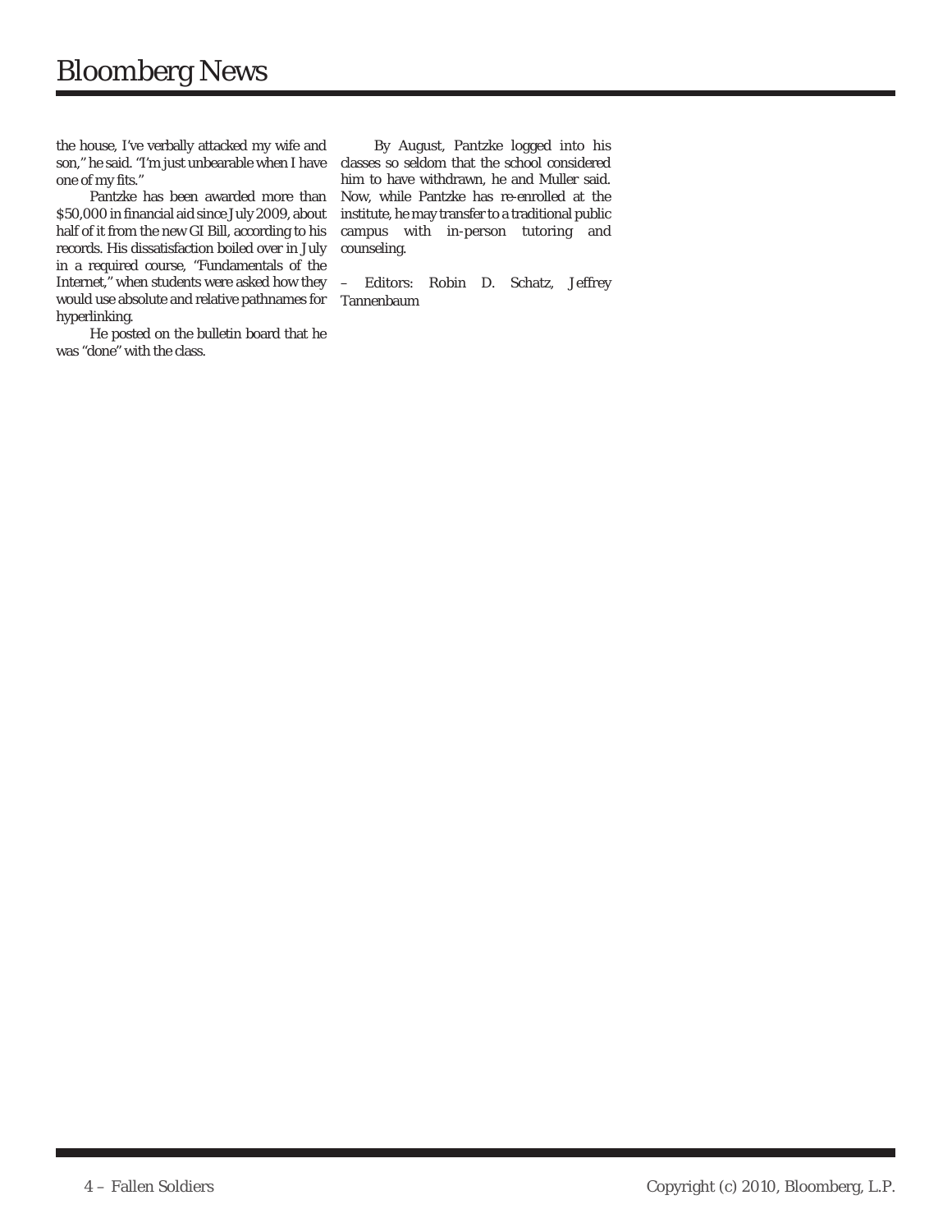the house, I've verbally attacked my wife and son," he said. "I'm just unbearable when I have one of my fits."

Pantzke has been awarded more than $50,000 in financial aid since July 2009, about half of it from the new GI Bill, according to his records. His dissatisfaction boiled over in July in a required course, "Fundamentals of the Internet," when students were asked how they would use absolute and relative pathnames for hyperlinking.

He posted on the bulletin board that he was "done" with the class.

By August, Pantzke logged into his classes so seldom that the school considered him to have withdrawn, he and Muller said. Now, while Pantzke has re-enrolled at the institute, he may transfer to a traditional public campus with in-person tutoring and counseling.

– Editors: Robin D. Schatz, Jeffrey Tannenbaum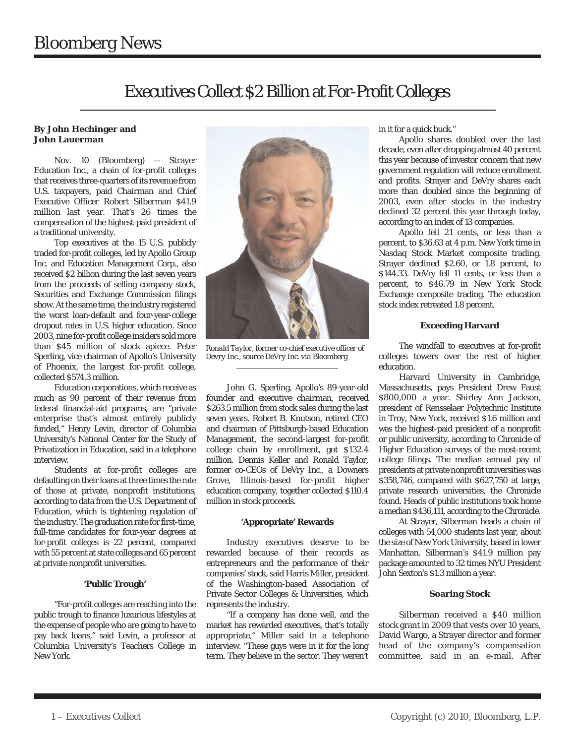# Executives Collect $2 Billion at For-Profit Colleges

**By John Hechinger and John Lauerman**

Nov. 10 (Bloomberg) -- Strayer Education Inc., a chain of for-profit colleges that receives three-quarters of its revenue from U.S. taxpayers, paid Chairman and Chief Executive Officer Robert Silberman $41.9 million last year. That's 26 times the compensation of the highest-paid president of a traditional university.

Top executives at the 15 U.S. publicly traded for-profit colleges, led by Apollo Group Inc. and Education Management Corp., also received $2 billion during the last seven years from the proceeds of selling company stock, Securities and Exchange Commission filings show. At the same time, the industry registered the worst loan-default and four-year-college dropout rates in U.S. higher education. Since 2003, nine for-profit college insiders sold more than $45 million of stock apiece. Peter Sperling, vice chairman of Apollo's University of Phoenix, the largest for-profit college, collected $574.3 million.

Education corporations, which receive as much as 90 percent of their revenue from federal financial-aid programs, are "private enterprise that's almost entirely publicly funded," Henry Levin, director of Columbia University's National Center for the Study of Privatization in Education, said in a telephone interview.

Students at for-profit colleges are defaulting on their loans at three times the rate of those at private, nonprofit institutions, according to data from the U.S. Department of Education, which is tightening regulation of the industry. The graduation rate for first-time, full-time candidates for four-year degrees at for-profit colleges is 22 percent, compared with 55 percent at state colleges and 65 percent at private nonprofit universities.

### 'Public Trough'

"For-profit colleges are reaching into the public trough to finance luxurious lifestyles at the expense of people who are going to have to pay back loans," said Levin, a professor at Columbia University's Teachers College in New York.

*Ronald Taylor, former co-chief executive officer of Devry Inc., source DeVry Inc. via Bloomberg*

John G. Sperling, Apollo's 89-year-old founder and executive chairman, received $263.5 million from stock sales during the last seven years. Robert B. Knutson, retired CEO and chairman of Pittsburgh-based Education Management, the second-largest for-profit college chain by enrollment, got $132.4 million. Dennis Keller and Ronald Taylor, former co-CEOs of DeVry Inc., a Downers Grove, Illinois-based for-profit higher education company, together collected $110.4 million in stock proceeds.

### 'Appropriate' Rewards

Industry executives deserve to be rewarded because of their records as entrepreneurs and the performance of their companies' stock, said Harris Miller, president of the Washington-based Association of Private Sector Colleges & Universities, which represents the industry.

"If a company has done well, and the market has rewarded executives, that's totally appropriate," Miller said in a telephone interview. "These guys were in it for the long term. They believe in the sector. They weren't in it for a quick buck."

Apollo shares doubled over the last decade, even after dropping almost 40 percent this year because of investor concern that new government regulation will reduce enrollment and profits. Strayer and DeVry shares each more than doubled since the beginning of 2003, even after stocks in the industry declined 32 percent this year through today, according to an index of 13 companies.

Apollo fell 21 cents, or less than a percent, to $36.63 at 4 p.m. New York time in Nasdaq Stock Market composite trading. Strayer declined $2.60, or 1.8 percent, to $144.33. DeVry fell 11 cents, or less than a percent, to $46.79 in New York Stock Exchange composite trading. The education stock index retreated 1.8 percent.

### Exceeding Harvard

The windfall to executives at for-profit colleges towers over the rest of higher education.

Harvard University in Cambridge, Massachusetts, pays President Drew Faust $800,000 a year. Shirley Ann Jackson, president of Rensselaer Polytechnic Institute in Troy, New York, received $1.6 million and was the highest-paid president of a nonprofit or public university, according to Chronicle of Higher Education surveys of the most-recent college filings. The median annual pay of presidents at private nonprofit universities was $358,746, compared with $627,750 at large, private research universities, the Chronicle found. Heads of public institutions took home a median $436,111, according to the Chronicle.

At Strayer, Silberman heads a chain of colleges with 54,000 students last year, about the size of New York University, based in lower Manhattan. Silberman's $41.9 million pay package amounted to 32 times NYU President John Sexton's $1.3 million a year.

### Soaring Stock

Silberman received a $40 million stock grant in 2009 that vests over 10 years, David Wargo, a Strayer director and former head of the company's compensation committee, said in an e-mail. After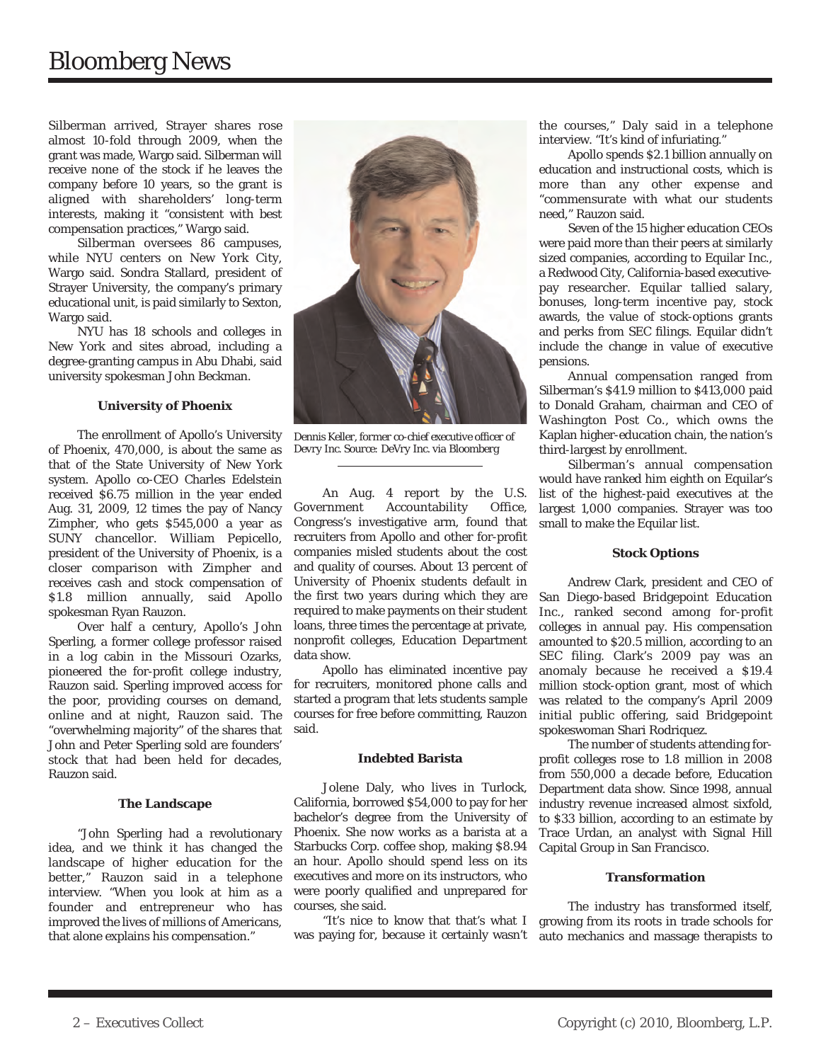Silberman arrived, Strayer shares rose almost 10-fold through 2009, when the grant was made, Wargo said. Silberman will receive none of the stock if he leaves the company before 10 years, so the grant is aligned with shareholders' long-term interests, making it "consistent with best compensation practices," Wargo said.

Silberman oversees 86 campuses, while NYU centers on New York City, Wargo said. Sondra Stallard, president of Strayer University, the company's primary educational unit, is paid similarly to Sexton, Wargo said.

NYU has 18 schools and colleges in New York and sites abroad, including a degree-granting campus in Abu Dhabi, said university spokesman John Beckman.

### University of Phoenix

The enrollment of Apollo's University of Phoenix, 470,000, is about the same as that of the State University of New York system. Apollo co-CEO Charles Edelstein received $6.75 million in the year ended Aug. 31, 2009, 12 times the pay of Nancy Zimpher, who gets $545,000 a year as SUNY chancellor. William Pepicello, president of the University of Phoenix, is a closer comparison with Zimpher and receives cash and stock compensation of $1.8 million annually, said Apollo spokesman Ryan Rauzon.

Over half a century, Apollo's John Sperling, a former college professor raised in a log cabin in the Missouri Ozarks, pioneered the for-profit college industry, Rauzon said. Sperling improved access for the poor, providing courses on demand, online and at night, Rauzon said. The "overwhelming majority" of the shares that John and Peter Sperling sold are founders' stock that had been held for decades, Rauzon said.

### The Landscape

"John Sperling had a revolutionary idea, and we think it has changed the landscape of higher education for the better," Rauzon said in a telephone interview. "When you look at him as a founder and entrepreneur who has improved the lives of millions of Americans, that alone explains his compensation."

Dennis Keller, former co-chief executive officer of Devry Inc. Source: DeVry Inc. via Bloomberg

An Aug. 4 report by the U.S. Government Accountability Office, Congress's investigative arm, found that recruiters from Apollo and other for-profit companies misled students about the cost and quality of courses. About 13 percent of University of Phoenix students default in the first two years during which they are required to make payments on their student loans, three times the percentage at private, nonprofit colleges, Education Department data show.

Apollo has eliminated incentive pay for recruiters, monitored phone calls and started a program that lets students sample courses for free before committing, Rauzon said.

### Indebted Barista

Jolene Daly, who lives in Turlock, California, borrowed $54,000 to pay for her bachelor's degree from the University of Phoenix. She now works as a barista at a Starbucks Corp. coffee shop, making $8.94 an hour. Apollo should spend less on its executives and more on its instructors, who were poorly qualified and unprepared for courses, she said.

"It's nice to know that that's what I was paying for, because it certainly wasn't the courses," Daly said in a telephone interview. "It's kind of infuriating."

Apollo spends $2.1 billion annually on education and instructional costs, which is more than any other expense and "commensurate with what our students need," Rauzon said.

Seven of the 15 higher education CEOs were paid more than their peers at similarly sized companies, according to Equilar Inc., a Redwood City, California-based executive-pay researcher. Equilar tallied salary, bonuses, long-term incentive pay, stock awards, the value of stock-options grants and perks from SEC filings. Equilar didn't include the change in value of executive pensions.

Annual compensation ranged from Silberman's $41.9 million to $413,000 paid to Donald Graham, chairman and CEO of Washington Post Co., which owns the Kaplan higher-education chain, the nation's third-largest by enrollment.

Silberman's annual compensation would have ranked him eighth on Equilar's list of the highest-paid executives at the largest 1,000 companies. Strayer was too small to make the Equilar list.

### Stock Options

Andrew Clark, president and CEO of San Diego-based Bridgepoint Education Inc., ranked second among for-profit colleges in annual pay. His compensation amounted to $20.5 million, according to an SEC filing. Clark's 2009 pay was an anomaly because he received a $19.4 million stock-option grant, most of which was related to the company's April 2009 initial public offering, said Bridgepoint spokeswoman Shari Rodriquez.

The number of students attending for-profit colleges rose to 1.8 million in 2008 from 550,000 a decade before, Education Department data show. Since 1998, annual industry revenue increased almost sixfold, to $33 billion, according to an estimate by Trace Urdan, an analyst with Signal Hill Capital Group in San Francisco.

### Transformation

The industry has transformed itself, growing from its roots in trade schools for auto mechanics and massage therapists to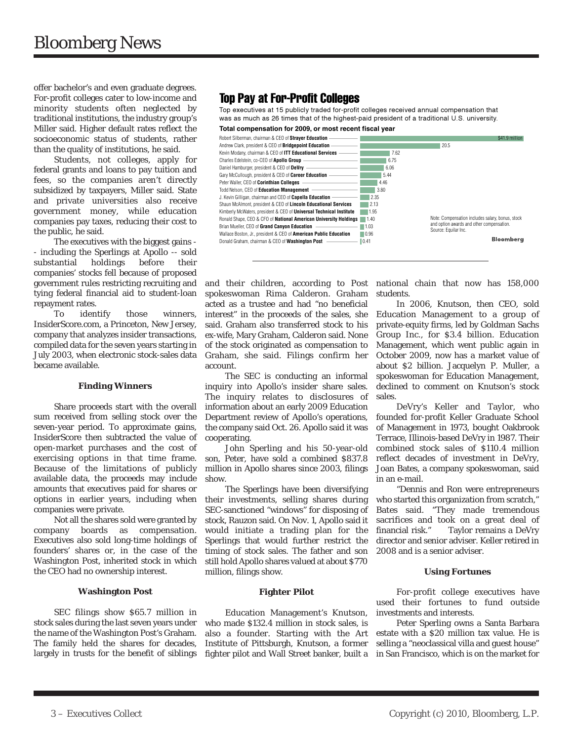offer bachelor's and even graduate degrees. For-profit colleges cater to low-income and minority students often neglected by traditional institutions, the industry group's Miller said. Higher default rates reflect the socioeconomic status of students, rather than the quality of institutions, he said.

Students, not colleges, apply for federal grants and loans to pay tuition and fees, so the companies aren't directly subsidized by taxpayers, Miller said. State and private universities also receive government money, while education companies pay taxes, reducing their cost to the public, he said.

The executives with the biggest gains -- including the Sperlings at Apollo -- sold substantial holdings before their companies' stocks fell because of proposed government rules restricting recruiting and tying federal financial aid to student-loan repayment rates.

To identify those winners, InsiderScore.com, a Princeton, New Jersey, company that analyzes insider transactions, compiled data for the seven years starting in July 2003, when electronic stock-sales data became available.

## Top Pay at For-Profit Colleges

Top executives at 15 publicly traded for-profit colleges received annual compensation that was as much as 26 times that of the highest-paid president of a traditional U.S. university.

**Total compensation for 2009, or most recent fiscal year**

| Executive | Compensation ($ million) |
|---|---|
| Robert Silberman, chairman & CEO of **Strayer Education** | $41.9 million |
| Andrew Clark, president & CEO of **Bridgepoint Education** | 20.5 |
| Kevin Modany, chairman & CEO of **ITT Educational Services** | 7.62 |
| Charles Edelstein, co-CEO of **Apollo Group** | 6.75 |
| Daniel Hamburger, president & CEO of **DeVry** | 6.06 |
| Gary McCullough, president & CEO of **Career Education** | 5.44 |
| Peter Waller, CEO of **Corinthian Colleges** | 4.46 |
| Todd Nelson, CEO of **Education Management** | 3.80 |
| J. Kevin Gilligan, chairman and CEO of **Capella Education** | 2.35 |
| Shaun McAlmont, president & CEO of **Lincoln Educational Services** | 2.13 |
| Kimberly McWaters, president & CEO of **Universal Technical Institute** | 1.95 |
| Ronald Shape, CEO & CFO of **National American University Holdings** | 1.40 |
| Brian Mueller, CEO of **Grand Canyon Education** | 1.03 |
| Wallace Boston, Jr., president & CEO of **American Public Education** | 0.96 |
| Donald Graham, chairman & CEO of **Washington Post** | 0.41 |

Note: Compensation includes salary, bonus, stock and option awards and other compensation.
Source: Equilar Inc.

Bloomberg

### Finding Winners

Share proceeds start with the overall sum received from selling stock over the seven-year period. To approximate gains, InsiderScore then subtracted the value of open-market purchases and the cost of exercising options in that time frame. Because of the limitations of publicly available data, the proceeds may include amounts that executives paid for shares or options in earlier years, including when companies were private.

Not all the shares sold were granted by company boards as compensation. Executives also sold long-time holdings of founders' shares or, in the case of the Washington Post, inherited stock in which the CEO had no ownership interest.

### Washington Post

SEC filings show $65.7 million in stock sales during the last seven years under the name of the Washington Post's Graham. The family held the shares for decades, largely in trusts for the benefit of siblings and their children, according to Post spokeswoman Rima Calderon. Graham acted as a trustee and had "no beneficial interest" in the proceeds of the sales, she said. Graham also transferred stock to his ex-wife, Mary Graham, Calderon said. None of the stock originated as compensation to Graham, she said. Filings confirm her account.

The SEC is conducting an informal inquiry into Apollo's insider share sales. The inquiry relates to disclosures of information about an early 2009 Education Department review of Apollo's operations, the company said Oct. 26. Apollo said it was cooperating.

John Sperling and his 50-year-old son, Peter, have sold a combined $837.8 million in Apollo shares since 2003, filings show.

The Sperlings have been diversifying their investments, selling shares during SEC-sanctioned "windows" for disposing of stock, Rauzon said. On Nov. 1, Apollo said it would initiate a trading plan for the Sperlings that would further restrict the timing of stock sales. The father and son still hold Apollo shares valued at about $770 million, filings show.

### Fighter Pilot

Education Management's Knutson, who made $132.4 million in stock sales, is also a founder. Starting with the Art Institute of Pittsburgh, Knutson, a former fighter pilot and Wall Street banker, built a national chain that now has 158,000 students.

In 2006, Knutson, then CEO, sold Education Management to a group of private-equity firms, led by Goldman Sachs Group Inc., for $3.4 billion. Education Management, which went public again in October 2009, now has a market value of about $2 billion. Jacquelyn P. Muller, a spokeswoman for Education Management, declined to comment on Knutson's stock sales.

DeVry's Keller and Taylor, who founded for-profit Keller Graduate School of Management in 1973, bought Oakbrook Terrace, Illinois-based DeVry in 1987. Their combined stock sales of $110.4 million reflect decades of investment in DeVry, Joan Bates, a company spokeswoman, said in an e-mail.

"Dennis and Ron were entrepreneurs who started this organization from scratch," Bates said. "They made tremendous sacrifices and took on a great deal of financial risk." Taylor remains a DeVry director and senior adviser. Keller retired in 2008 and is a senior adviser.

### Using Fortunes

For-profit college executives have used their fortunes to fund outside investments and interests.

Peter Sperling owns a Santa Barbara estate with a $20 million tax value. He is selling a "neoclassical villa and guest house" in San Francisco, which is on the market for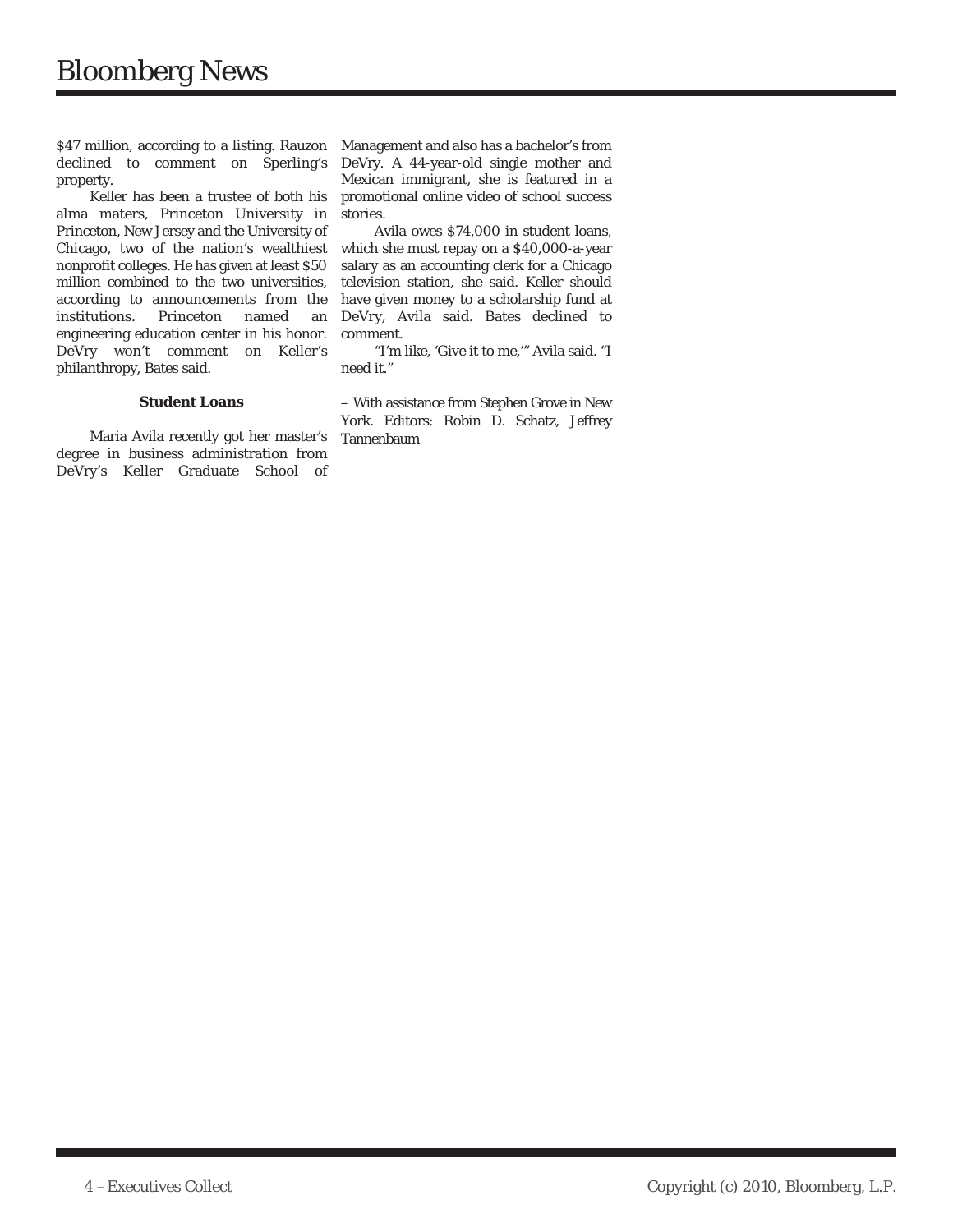$47 million, according to a listing. Rauzon declined to comment on Sperling's property.

Keller has been a trustee of both his alma maters, Princeton University in Princeton, New Jersey and the University of Chicago, two of the nation's wealthiest nonprofit colleges. He has given at least $50 million combined to the two universities, according to announcements from the institutions. Princeton named an engineering education center in his honor. DeVry won't comment on Keller's philanthropy, Bates said.

**Student Loans**

Maria Avila recently got her master's degree in business administration from DeVry's Keller Graduate School of Management and also has a bachelor's from DeVry. A 44-year-old single mother and Mexican immigrant, she is featured in a promotional online video of school success stories.

Avila owes $74,000 in student loans, which she must repay on a $40,000-a-year salary as an accounting clerk for a Chicago television station, she said. Keller should have given money to a scholarship fund at DeVry, Avila said. Bates declined to comment.

"I'm like, 'Give it to me,'" Avila said. "I need it."

– With assistance from Stephen Grove in New York. Editors: Robin D. Schatz, Jeffrey Tannenbaum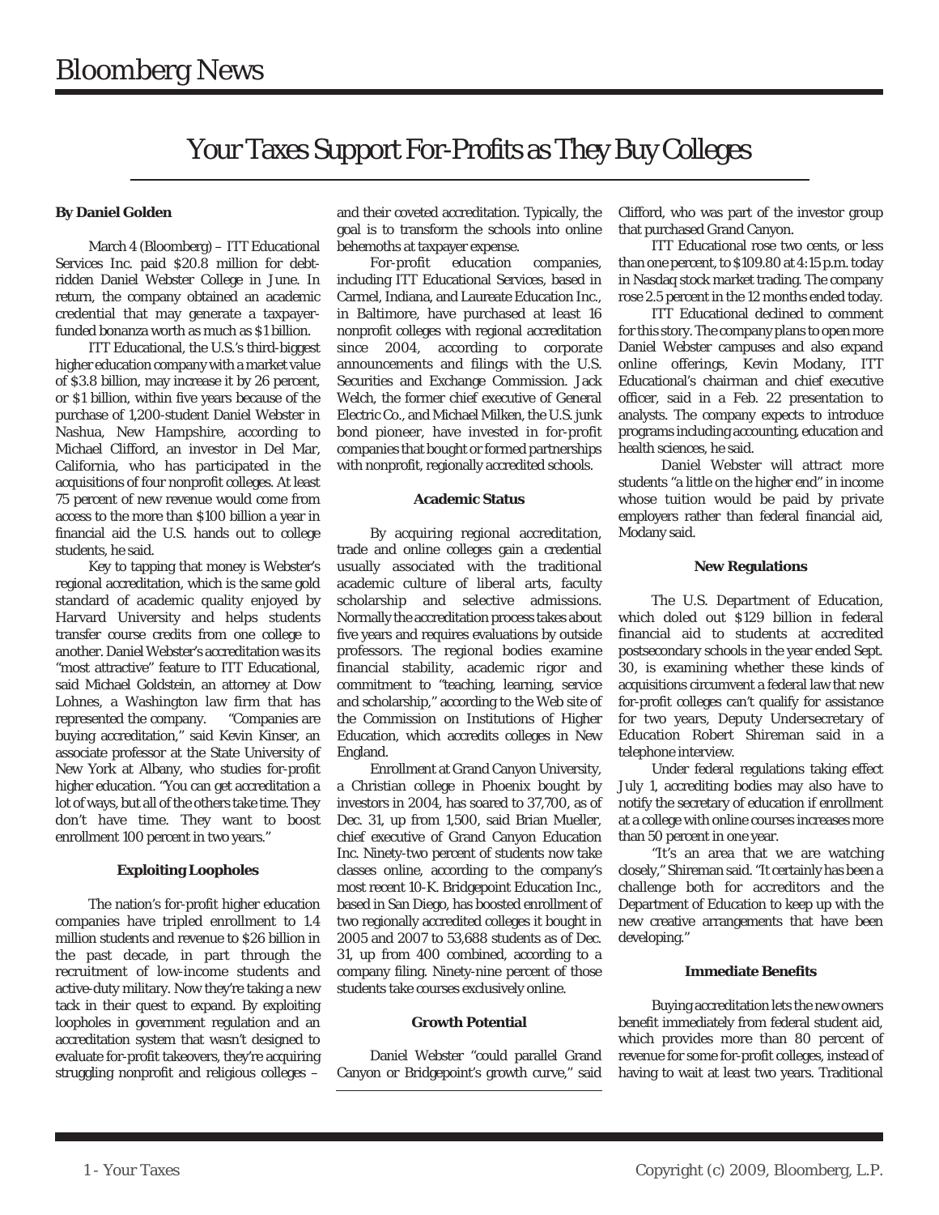# Bloomberg News

## Your Taxes Support For-Profits as They Buy Colleges

**By Daniel Golden**

March 4 (Bloomberg) – ITT Educational Services Inc. paid $20.8 million for debt-ridden Daniel Webster College in June. In return, the company obtained an academic credential that may generate a taxpayer-funded bonanza worth as much as $1 billion.

ITT Educational, the U.S.'s third-biggest higher education company with a market value of $3.8 billion, may increase it by 26 percent, or $1 billion, within five years because of the purchase of 1,200-student Daniel Webster in Nashua, New Hampshire, according to Michael Clifford, an investor in Del Mar, California, who has participated in the acquisitions of four nonprofit colleges. At least 75 percent of new revenue would come from access to the more than $100 billion a year in financial aid the U.S. hands out to college students, he said.

Key to tapping that money is Webster's regional accreditation, which is the same gold standard of academic quality enjoyed by Harvard University and helps students transfer course credits from one college to another. Daniel Webster's accreditation was its "most attractive" feature to ITT Educational, said Michael Goldstein, an attorney at Dow Lohnes, a Washington law firm that has represented the company. "Companies are buying accreditation," said Kevin Kinser, an associate professor at the State University of New York at Albany, who studies for-profit higher education. "You can get accreditation a lot of ways, but all of the others take time. They don't have time. They want to boost enrollment 100 percent in two years."

**Exploiting Loopholes**

The nation's for-profit higher education companies have tripled enrollment to 1.4 million students and revenue to $26 billion in the past decade, in part through the recruitment of low-income students and active-duty military. Now they're taking a new tack in their quest to expand. By exploiting loopholes in government regulation and an accreditation system that wasn't designed to evaluate for-profit takeovers, they're acquiring struggling nonprofit and religious colleges – and their coveted accreditation. Typically, the goal is to transform the schools into online behemoths at taxpayer expense.

For-profit education companies, including ITT Educational Services, based in Carmel, Indiana, and Laureate Education Inc., in Baltimore, have purchased at least 16 nonprofit colleges with regional accreditation since 2004, according to corporate announcements and filings with the U.S. Securities and Exchange Commission. Jack Welch, the former chief executive of General Electric Co., and Michael Milken, the U.S. junk bond pioneer, have invested in for-profit companies that bought or formed partnerships with nonprofit, regionally accredited schools.

**Academic Status**

By acquiring regional accreditation, trade and online colleges gain a credential usually associated with the traditional academic culture of liberal arts, faculty scholarship and selective admissions. Normally the accreditation process takes about five years and requires evaluations by outside professors. The regional bodies examine financial stability, academic rigor and commitment to "teaching, learning, service and scholarship," according to the Web site of the Commission on Institutions of Higher Education, which accredits colleges in New England.

Enrollment at Grand Canyon University, a Christian college in Phoenix bought by investors in 2004, has soared to 37,700, as of Dec. 31, up from 1,500, said Brian Mueller, chief executive of Grand Canyon Education Inc. Ninety-two percent of students now take classes online, according to the company's most recent 10-K. Bridgepoint Education Inc., based in San Diego, has boosted enrollment of two regionally accredited colleges it bought in 2005 and 2007 to 53,688 students as of Dec. 31, up from 400 combined, according to a company filing. Ninety-nine percent of those students take courses exclusively online.

**Growth Potential**

Daniel Webster "could parallel Grand Canyon or Bridgepoint's growth curve," said Clifford, who was part of the investor group that purchased Grand Canyon.

ITT Educational rose two cents, or less than one percent, to $109.80 at 4:15 p.m. today in Nasdaq stock market trading. The company rose 2.5 percent in the 12 months ended today.

ITT Educational declined to comment for this story. The company plans to open more Daniel Webster campuses and also expand online offerings, Kevin Modany, ITT Educational's chairman and chief executive officer, said in a Feb. 22 presentation to analysts. The company expects to introduce programs including accounting, education and health sciences, he said.

Daniel Webster will attract more students "a little on the higher end" in income whose tuition would be paid by private employers rather than federal financial aid, Modany said.

**New Regulations**

The U.S. Department of Education, which doled out $129 billion in federal financial aid to students at accredited postsecondary schools in the year ended Sept. 30, is examining whether these kinds of acquisitions circumvent a federal law that new for-profit colleges can't qualify for assistance for two years, Deputy Undersecretary of Education Robert Shireman said in a telephone interview.

Under federal regulations taking effect July 1, accrediting bodies may also have to notify the secretary of education if enrollment at a college with online courses increases more than 50 percent in one year.

"It's an area that we are watching closely," Shireman said. "It certainly has been a challenge both for accreditors and the Department of Education to keep up with the new creative arrangements that have been developing."

**Immediate Benefits**

Buying accreditation lets the new owners benefit immediately from federal student aid, which provides more than 80 percent of revenue for some for-profit colleges, instead of having to wait at least two years. Traditional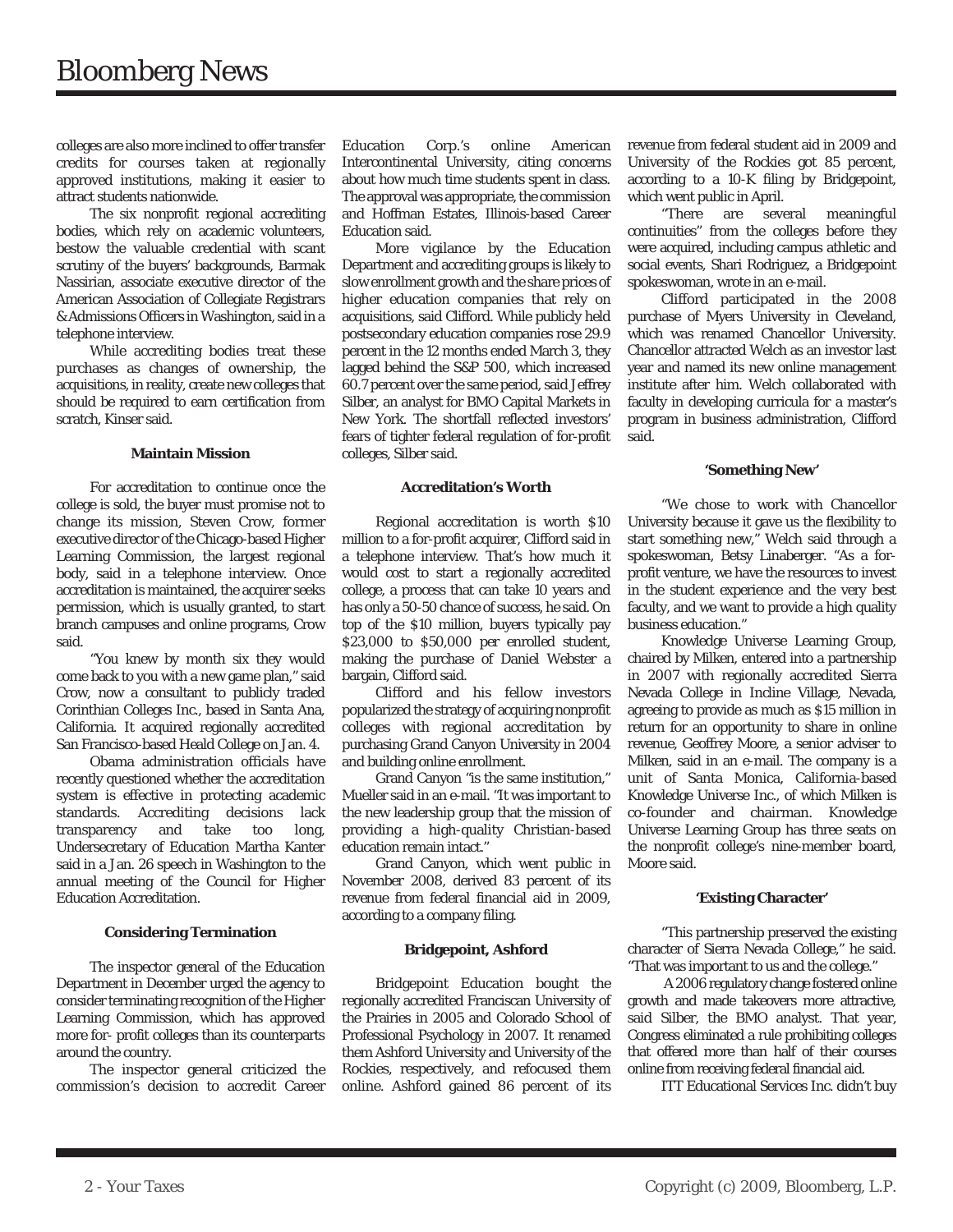colleges are also more inclined to offer transfer credits for courses taken at regionally approved institutions, making it easier to attract students nationwide.

The six nonprofit regional accrediting bodies, which rely on academic volunteers, bestow the valuable credential with scant scrutiny of the buyers' backgrounds, Barmak Nassirian, associate executive director of the American Association of Collegiate Registrars & Admissions Officers in Washington, said in a telephone interview.

While accrediting bodies treat these purchases as changes of ownership, the acquisitions, in reality, create new colleges that should be required to earn certification from scratch, Kinser said.

#### Maintain Mission

For accreditation to continue once the college is sold, the buyer must promise not to change its mission, Steven Crow, former executive director of the Chicago-based Higher Learning Commission, the largest regional body, said in a telephone interview. Once accreditation is maintained, the acquirer seeks permission, which is usually granted, to start branch campuses and online programs, Crow said.

"You knew by month six they would come back to you with a new game plan," said Crow, now a consultant to publicly traded Corinthian Colleges Inc., based in Santa Ana, California. It acquired regionally accredited San Francisco-based Heald College on Jan. 4.

Obama administration officials have recently questioned whether the accreditation system is effective in protecting academic standards. Accrediting decisions lack transparency and take too long, Undersecretary of Education Martha Kanter said in a Jan. 26 speech in Washington to the annual meeting of the Council for Higher Education Accreditation.

#### Considering Termination

The inspector general of the Education Department in December urged the agency to consider terminating recognition of the Higher Learning Commission, which has approved more for- profit colleges than its counterparts around the country.

The inspector general criticized the commission's decision to accredit Career Education Corp.'s online American Intercontinental University, citing concerns about how much time students spent in class. The approval was appropriate, the commission and Hoffman Estates, Illinois-based Career Education said.

More vigilance by the Education Department and accrediting groups is likely to slow enrollment growth and the share prices of higher education companies that rely on acquisitions, said Clifford. While publicly held postsecondary education companies rose 29.9 percent in the 12 months ended March 3, they lagged behind the S&P 500, which increased 60.7 percent over the same period, said Jeffrey Silber, an analyst for BMO Capital Markets in New York. The shortfall reflected investors' fears of tighter federal regulation of for-profit colleges, Silber said.

#### Accreditation's Worth

Regional accreditation is worth $10 million to a for-profit acquirer, Clifford said in a telephone interview. That's how much it would cost to start a regionally accredited college, a process that can take 10 years and has only a 50-50 chance of success, he said. On top of the $10 million, buyers typically pay $23,000 to $50,000 per enrolled student, making the purchase of Daniel Webster a bargain, Clifford said.

Clifford and his fellow investors popularized the strategy of acquiring nonprofit colleges with regional accreditation by purchasing Grand Canyon University in 2004 and building online enrollment.

Grand Canyon "is the same institution," Mueller said in an e-mail. "It was important to the new leadership group that the mission of providing a high-quality Christian-based education remain intact."

Grand Canyon, which went public in November 2008, derived 83 percent of its revenue from federal financial aid in 2009, according to a company filing.

#### Bridgepoint, Ashford

Bridgepoint Education bought the regionally accredited Franciscan University of the Prairies in 2005 and Colorado School of Professional Psychology in 2007. It renamed them Ashford University and University of the Rockies, respectively, and refocused them online. Ashford gained 86 percent of its revenue from federal student aid in 2009 and University of the Rockies got 85 percent, according to a 10-K filing by Bridgepoint, which went public in April.

"There are several meaningful continuities" from the colleges before they were acquired, including campus athletic and social events, Shari Rodriguez, a Bridgepoint spokeswoman, wrote in an e-mail.

Clifford participated in the 2008 purchase of Myers University in Cleveland, which was renamed Chancellor University. Chancellor attracted Welch as an investor last year and named its new online management institute after him. Welch collaborated with faculty in developing curricula for a master's program in business administration, Clifford said.

#### 'Something New'

"We chose to work with Chancellor University because it gave us the flexibility to start something new," Welch said through a spokeswoman, Betsy Linaberger. "As a for-profit venture, we have the resources to invest in the student experience and the very best faculty, and we want to provide a high quality business education."

Knowledge Universe Learning Group, chaired by Milken, entered into a partnership in 2007 with regionally accredited Sierra Nevada College in Incline Village, Nevada, agreeing to provide as much as $15 million in return for an opportunity to share in online revenue, Geoffrey Moore, a senior adviser to Milken, said in an e-mail. The company is a unit of Santa Monica, California-based Knowledge Universe Inc., of which Milken is co-founder and chairman. Knowledge Universe Learning Group has three seats on the nonprofit college's nine-member board, Moore said.

#### 'Existing Character'

"This partnership preserved the existing character of Sierra Nevada College," he said. "That was important to us and the college."

A 2006 regulatory change fostered online growth and made takeovers more attractive, said Silber, the BMO analyst. That year, Congress eliminated a rule prohibiting colleges that offered more than half of their courses online from receiving federal financial aid.

ITT Educational Services Inc. didn't buy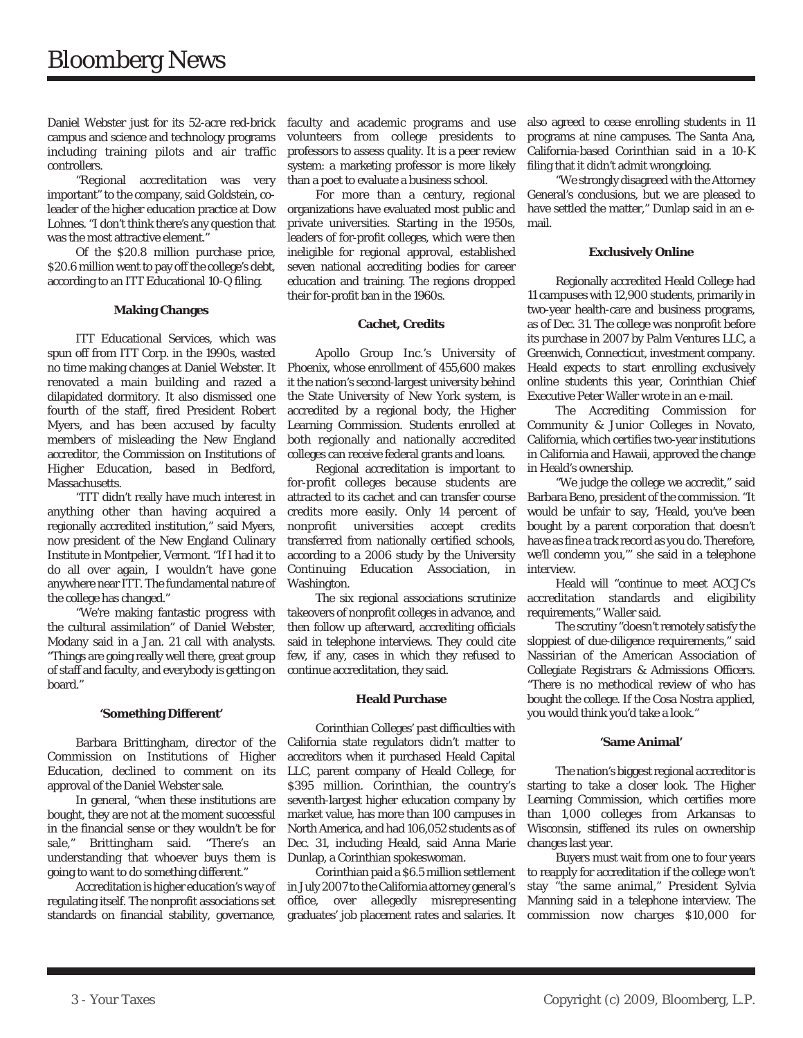Daniel Webster just for its 52-acre red-brick campus and science and technology programs including training pilots and air traffic controllers.

"Regional accreditation was very important" to the company, said Goldstein, co-leader of the higher education practice at Dow Lohnes. "I don't think there's any question that was the most attractive element."

Of the $20.8 million purchase price, $20.6 million went to pay off the college's debt, according to an ITT Educational 10-Q filing.

**Making Changes**

ITT Educational Services, which was spun off from ITT Corp. in the 1990s, wasted no time making changes at Daniel Webster. It renovated a main building and razed a dilapidated dormitory. It also dismissed one fourth of the staff, fired President Robert Myers, and has been accused by faculty members of misleading the New England accreditor, the Commission on Institutions of Higher Education, based in Bedford, Massachusetts.

"ITT didn't really have much interest in anything other than having acquired a regionally accredited institution," said Myers, now president of the New England Culinary Institute in Montpelier, Vermont. "If I had it to do all over again, I wouldn't have gone anywhere near ITT. The fundamental nature of the college has changed."

"We're making fantastic progress with the cultural assimilation" of Daniel Webster, Modany said in a Jan. 21 call with analysts. "Things are going really well there, great group of staff and faculty, and everybody is getting on board."

**'Something Different'**

Barbara Brittingham, director of the Commission on Institutions of Higher Education, declined to comment on its approval of the Daniel Webster sale.

In general, "when these institutions are bought, they are not at the moment successful in the financial sense or they wouldn't be for sale," Brittingham said. "There's an understanding that whoever buys them is going to want to do something different."

Accreditation is higher education's way of regulating itself. The nonprofit associations set standards on financial stability, governance, faculty and academic programs and use volunteers from college presidents to professors to assess quality. It is a peer review system: a marketing professor is more likely than a poet to evaluate a business school.

For more than a century, regional organizations have evaluated most public and private universities. Starting in the 1950s, leaders of for-profit colleges, which were then ineligible for regional approval, established seven national accrediting bodies for career education and training. The regions dropped their for-profit ban in the 1960s.

**Cachet, Credits**

Apollo Group Inc.'s University of Phoenix, whose enrollment of 455,600 makes it the nation's second-largest university behind the State University of New York system, is accredited by a regional body, the Higher Learning Commission. Students enrolled at both regionally and nationally accredited colleges can receive federal grants and loans.

Regional accreditation is important to for-profit colleges because students are attracted to its cachet and can transfer course credits more easily. Only 14 percent of nonprofit universities accept credits transferred from nationally certified schools, according to a 2006 study by the University Continuing Education Association, in Washington.

The six regional associations scrutinize takeovers of nonprofit colleges in advance, and then follow up afterward, accrediting officials said in telephone interviews. They could cite few, if any, cases in which they refused to continue accreditation, they said.

**Heald Purchase**

Corinthian Colleges' past difficulties with California state regulators didn't matter to accreditors when it purchased Heald Capital LLC, parent company of Heald College, for $395 million. Corinthian, the country's seventh-largest higher education company by market value, has more than 100 campuses in North America, and had 106,052 students as of Dec. 31, including Heald, said Anna Marie Dunlap, a Corinthian spokeswoman.

Corinthian paid a $6.5 million settlement in July 2007 to the California attorney general's office, over allegedly misrepresenting graduates' job placement rates and salaries. It also agreed to cease enrolling students in 11 programs at nine campuses. The Santa Ana, California-based Corinthian said in a 10-K filing that it didn't admit wrongdoing.

"We strongly disagreed with the Attorney General's conclusions, but we are pleased to have settled the matter," Dunlap said in an e-mail.

**Exclusively Online**

Regionally accredited Heald College had 11 campuses with 12,900 students, primarily in two-year health-care and business programs, as of Dec. 31. The college was nonprofit before its purchase in 2007 by Palm Ventures LLC, a Greenwich, Connecticut, investment company. Heald expects to start enrolling exclusively online students this year, Corinthian Chief Executive Peter Waller wrote in an e-mail.

The Accrediting Commission for Community & Junior Colleges in Novato, California, which certifies two-year institutions in California and Hawaii, approved the change in Heald's ownership.

"We judge the college we accredit," said Barbara Beno, president of the commission. "It would be unfair to say, 'Heald, you've been bought by a parent corporation that doesn't have as fine a track record as you do. Therefore, we'll condemn you,'" she said in a telephone interview.

Heald will "continue to meet ACCJC's accreditation standards and eligibility requirements," Waller said.

The scrutiny "doesn't remotely satisfy the sloppiest of due-diligence requirements," said Nassirian of the American Association of Collegiate Registrars & Admissions Officers. "There is no methodical review of who has bought the college. If the Cosa Nostra applied, you would think you'd take a look."

**'Same Animal'**

The nation's biggest regional accreditor is starting to take a closer look. The Higher Learning Commission, which certifies more than 1,000 colleges from Arkansas to Wisconsin, stiffened its rules on ownership changes last year.

Buyers must wait from one to four years to reapply for accreditation if the college won't stay "the same animal," President Sylvia Manning said in a telephone interview. The commission now charges $10,000 for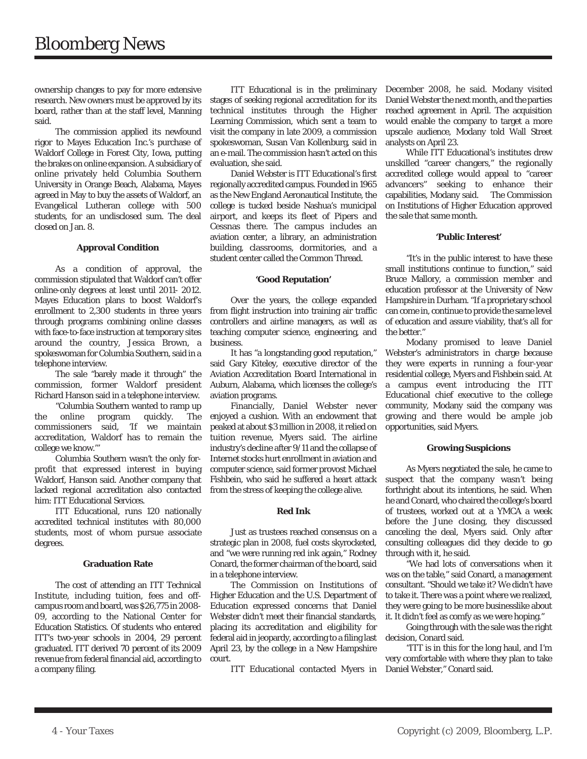ownership changes to pay for more extensive research. New owners must be approved by its board, rather than at the staff level, Manning said.

The commission applied its newfound rigor to Mayes Education Inc.'s purchase of Waldorf College in Forest City, Iowa, putting the brakes on online expansion. A subsidiary of online privately held Columbia Southern University in Orange Beach, Alabama, Mayes agreed in May to buy the assets of Waldorf, an Evangelical Lutheran college with 500 students, for an undisclosed sum. The deal closed on Jan. 8.

#### Approval Condition

As a condition of approval, the commission stipulated that Waldorf can't offer online-only degrees at least until 2011- 2012. Mayes Education plans to boost Waldorf's enrollment to 2,300 students in three years through programs combining online classes with face-to-face instruction at temporary sites around the country, Jessica Brown, a spokeswoman for Columbia Southern, said in a telephone interview.

The sale "barely made it through" the commission, former Waldorf president Richard Hanson said in a telephone interview.

"Columbia Southern wanted to ramp up the online program quickly. The commissioners said, 'If we maintain accreditation, Waldorf has to remain the college we know.'"

Columbia Southern wasn't the only for-profit that expressed interest in buying Waldorf, Hanson said. Another company that lacked regional accreditation also contacted him: ITT Educational Services.

ITT Educational, runs 120 nationally accredited technical institutes with 80,000 students, most of whom pursue associate degrees.

#### Graduation Rate

The cost of attending an ITT Technical Institute, including tuition, fees and off-campus room and board, was $26,775 in 2008-09, according to the National Center for Education Statistics. Of students who entered ITT's two-year schools in 2004, 29 percent graduated. ITT derived 70 percent of its 2009 revenue from federal financial aid, according to a company filing.

ITT Educational is in the preliminary stages of seeking regional accreditation for its technical institutes through the Higher Learning Commission, which sent a team to visit the company in late 2009, a commission spokeswoman, Susan Van Kollenburg, said in an e-mail. The commission hasn't acted on this evaluation, she said.

Daniel Webster is ITT Educational's first regionally accredited campus. Founded in 1965 as the New England Aeronautical Institute, the college is tucked beside Nashua's municipal airport, and keeps its fleet of Pipers and Cessnas there. The campus includes an aviation center, a library, an administration building, classrooms, dormitories, and a student center called the Common Thread.

#### 'Good Reputation'

Over the years, the college expanded from flight instruction into training air traffic controllers and airline managers, as well as teaching computer science, engineering, and business.

It has "a longstanding good reputation," said Gary Kiteley, executive director of the Aviation Accreditation Board International in Auburn, Alabama, which licenses the college's aviation programs.

Financially, Daniel Webster never enjoyed a cushion. With an endowment that peaked at about $3 million in 2008, it relied on tuition revenue, Myers said. The airline industry's decline after 9/11 and the collapse of Internet stocks hurt enrollment in aviation and computer science, said former provost Michael Fishbein, who said he suffered a heart attack from the stress of keeping the college alive.

#### Red Ink

Just as trustees reached consensus on a strategic plan in 2008, fuel costs skyrocketed, and "we were running red ink again," Rodney Conard, the former chairman of the board, said in a telephone interview.

The Commission on Institutions of Higher Education and the U.S. Department of Education expressed concerns that Daniel Webster didn't meet their financial standards, placing its accreditation and eligibility for federal aid in jeopardy, according to a filing last April 23, by the college in a New Hampshire court.

ITT Educational contacted Myers in December 2008, he said. Modany visited Daniel Webster the next month, and the parties reached agreement in April. The acquisition would enable the company to target a more upscale audience, Modany told Wall Street analysts on April 23.

While ITT Educational's institutes drew unskilled "career changers," the regionally accredited college would appeal to "career advancers" seeking to enhance their capabilities, Modany said. The Commission on Institutions of Higher Education approved the sale that same month.

#### 'Public Interest'

"It's in the public interest to have these small institutions continue to function," said Bruce Mallory, a commission member and education professor at the University of New Hampshire in Durham. "If a proprietary school can come in, continue to provide the same level of education and assure viability, that's all for the better."

Modany promised to leave Daniel Webster's administrators in charge because they were experts in running a four-year residential college, Myers and Fishbein said. At a campus event introducing the ITT Educational chief executive to the college community, Modany said the company was growing and there would be ample job opportunities, said Myers.

#### Growing Suspicions

As Myers negotiated the sale, he came to suspect that the company wasn't being forthright about its intentions, he said. When he and Conard, who chaired the college's board of trustees, worked out at a YMCA a week before the June closing, they discussed canceling the deal, Myers said. Only after consulting colleagues did they decide to go through with it, he said.

"We had lots of conversations when it was on the table," said Conard, a management consultant. "Should we take it? We didn't have to take it. There was a point where we realized, they were going to be more businesslike about it. It didn't feel as comfy as we were hoping."

Going through with the sale was the right decision, Conard said.

"ITT is in this for the long haul, and I'm very comfortable with where they plan to take Daniel Webster," Conard said.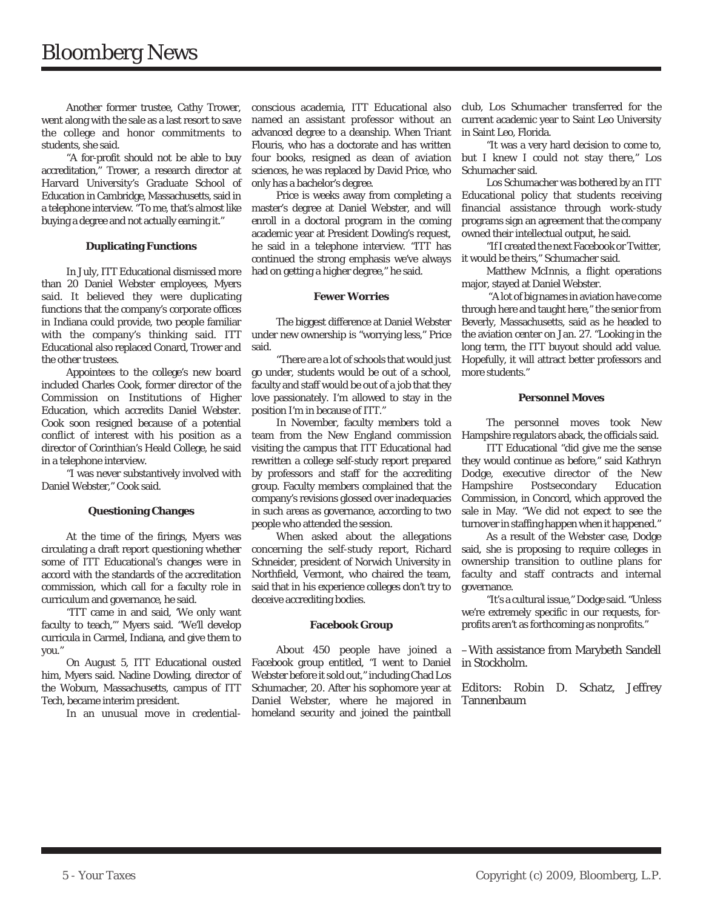Another former trustee, Cathy Trower, went along with the sale as a last resort to save the college and honor commitments to students, she said.

"A for-profit should not be able to buy accreditation," Trower, a research director at Harvard University's Graduate School of Education in Cambridge, Massachusetts, said in a telephone interview. "To me, that's almost like buying a degree and not actually earning it."

**Duplicating Functions**

In July, ITT Educational dismissed more than 20 Daniel Webster employees, Myers said. It believed they were duplicating functions that the company's corporate offices in Indiana could provide, two people familiar with the company's thinking said. ITT Educational also replaced Conard, Trower and the other trustees.

Appointees to the college's new board included Charles Cook, former director of the Commission on Institutions of Higher Education, which accredits Daniel Webster. Cook soon resigned because of a potential conflict of interest with his position as a director of Corinthian's Heald College, he said in a telephone interview.

"I was never substantively involved with Daniel Webster," Cook said.

**Questioning Changes**

At the time of the firings, Myers was circulating a draft report questioning whether some of ITT Educational's changes were in accord with the standards of the accreditation commission, which call for a faculty role in curriculum and governance, he said.

"ITT came in and said, 'We only want faculty to teach,'" Myers said. "We'll develop curricula in Carmel, Indiana, and give them to you."

On August 5, ITT Educational ousted him, Myers said. Nadine Dowling, director of the Woburn, Massachusetts, campus of ITT Tech, became interim president.

In an unusual move in credential-conscious academia, ITT Educational also named an assistant professor without an advanced degree to a deanship. When Triant Flouris, who has a doctorate and has written four books, resigned as dean of aviation sciences, he was replaced by David Price, who only has a bachelor's degree.

Price is weeks away from completing a master's degree at Daniel Webster, and will enroll in a doctoral program in the coming academic year at President Dowling's request, he said in a telephone interview. "ITT has continued the strong emphasis we've always had on getting a higher degree," he said.

**Fewer Worries**

The biggest difference at Daniel Webster under new ownership is "worrying less," Price said.

"There are a lot of schools that would just go under, students would be out of a school, faculty and staff would be out of a job that they love passionately. I'm allowed to stay in the position I'm in because of ITT."

In November, faculty members told a team from the New England commission visiting the campus that ITT Educational had rewritten a college self-study report prepared by professors and staff for the accrediting group. Faculty members complained that the company's revisions glossed over inadequacies in such areas as governance, according to two people who attended the session.

When asked about the allegations concerning the self-study report, Richard Schneider, president of Norwich University in Northfield, Vermont, who chaired the team, said that in his experience colleges don't try to deceive accrediting bodies.

**Facebook Group**

About 450 people have joined a Facebook group entitled, "I went to Daniel Webster before it sold out," including Chad Los Schumacher, 20. After his sophomore year at Daniel Webster, where he majored in homeland security and joined the paintball club, Los Schumacher transferred for the current academic year to Saint Leo University in Saint Leo, Florida.

"It was a very hard decision to come to, but I knew I could not stay there," Los Schumacher said.

Los Schumacher was bothered by an ITT Educational policy that students receiving financial assistance through work-study programs sign an agreement that the company owned their intellectual output, he said.

"If I created the next Facebook or Twitter, it would be theirs," Schumacher said.

Matthew McInnis, a flight operations major, stayed at Daniel Webster.

"A lot of big names in aviation have come through here and taught here," the senior from Beverly, Massachusetts, said as he headed to the aviation center on Jan. 27. "Looking in the long term, the ITT buyout should add value. Hopefully, it will attract better professors and more students."

**Personnel Moves**

The personnel moves took New Hampshire regulators aback, the officials said.

ITT Educational "did give me the sense they would continue as before," said Kathryn Dodge, executive director of the New Hampshire Postsecondary Education Commission, in Concord, which approved the sale in May. "We did not expect to see the turnover in staffing happen when it happened."

As a result of the Webster case, Dodge said, she is proposing to require colleges in ownership transition to outline plans for faculty and staff contracts and internal governance.

"It's a cultural issue," Dodge said. "Unless we're extremely specific in our requests, for-profits aren't as forthcoming as nonprofits."

–With assistance from Marybeth Sandell in Stockholm.

Editors: Robin D. Schatz, Jeffrey Tannenbaum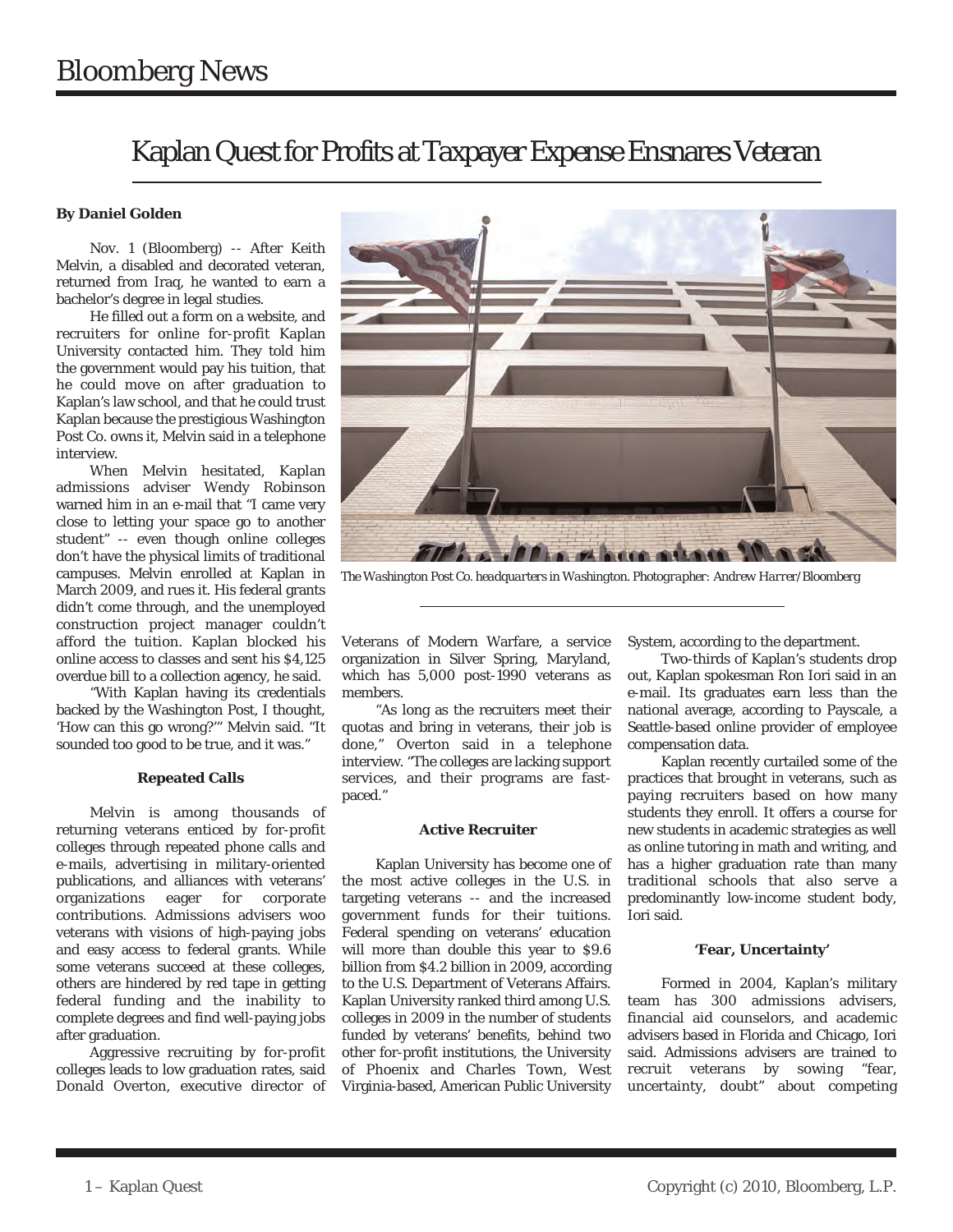# Bloomberg News

## Kaplan Quest for Profits at Taxpayer Expense Ensnares Veteran

**By Daniel Golden**

Nov. 1 (Bloomberg) -- After Keith Melvin, a disabled and decorated veteran, returned from Iraq, he wanted to earn a bachelor's degree in legal studies.

He filled out a form on a website, and recruiters for online for-profit Kaplan University contacted him. They told him the government would pay his tuition, that he could move on after graduation to Kaplan's law school, and that he could trust Kaplan because the prestigious Washington Post Co. owns it, Melvin said in a telephone interview.

When Melvin hesitated, Kaplan admissions adviser Wendy Robinson warned him in an e-mail that "I came very close to letting your space go to another student" -- even though online colleges don't have the physical limits of traditional campuses. Melvin enrolled at Kaplan in March 2009, and rues it. His federal grants didn't come through, and the unemployed construction project manager couldn't afford the tuition. Kaplan blocked his online access to classes and sent his $4,125 overdue bill to a collection agency, he said.

"With Kaplan having its credentials backed by the Washington Post, I thought, 'How can this go wrong?'" Melvin said. "It sounded too good to be true, and it was."

*The Washington Post Co. headquarters in Washington. Photographer: Andrew Harrer/Bloomberg*

#### Repeated Calls

Melvin is among thousands of returning veterans enticed by for-profit colleges through repeated phone calls and e-mails, advertising in military-oriented publications, and alliances with veterans' organizations eager for corporate contributions. Admissions advisers woo veterans with visions of high-paying jobs and easy access to federal grants. While some veterans succeed at these colleges, others are hindered by red tape in getting federal funding and the inability to complete degrees and find well-paying jobs after graduation.

Aggressive recruiting by for-profit colleges leads to low graduation rates, said Donald Overton, executive director of Veterans of Modern Warfare, a service organization in Silver Spring, Maryland, which has 5,000 post-1990 veterans as members.

"As long as the recruiters meet their quotas and bring in veterans, their job is done," Overton said in a telephone interview. "The colleges are lacking support services, and their programs are fast-paced."

#### Active Recruiter

Kaplan University has become one of the most active colleges in the U.S. in targeting veterans -- and the increased government funds for their tuitions. Federal spending on veterans' education will more than double this year to $9.6 billion from $4.2 billion in 2009, according to the U.S. Department of Veterans Affairs. Kaplan University ranked third among U.S. colleges in 2009 in the number of students funded by veterans' benefits, behind two other for-profit institutions, the University of Phoenix and Charles Town, West Virginia-based, American Public University System, according to the department.

Two-thirds of Kaplan's students drop out, Kaplan spokesman Ron Iori said in an e-mail. Its graduates earn less than the national average, according to Payscale, a Seattle-based online provider of employee compensation data.

Kaplan recently curtailed some of the practices that brought in veterans, such as paying recruiters based on how many students they enroll. It offers a course for new students in academic strategies as well as online tutoring in math and writing, and has a higher graduation rate than many traditional schools that also serve a predominantly low-income student body, Iori said.

#### 'Fear, Uncertainty'

Formed in 2004, Kaplan's military team has 300 admissions advisers, financial aid counselors, and academic advisers based in Florida and Chicago, Iori said. Admissions advisers are trained to recruit veterans by sowing "fear, uncertainty, doubt" about competing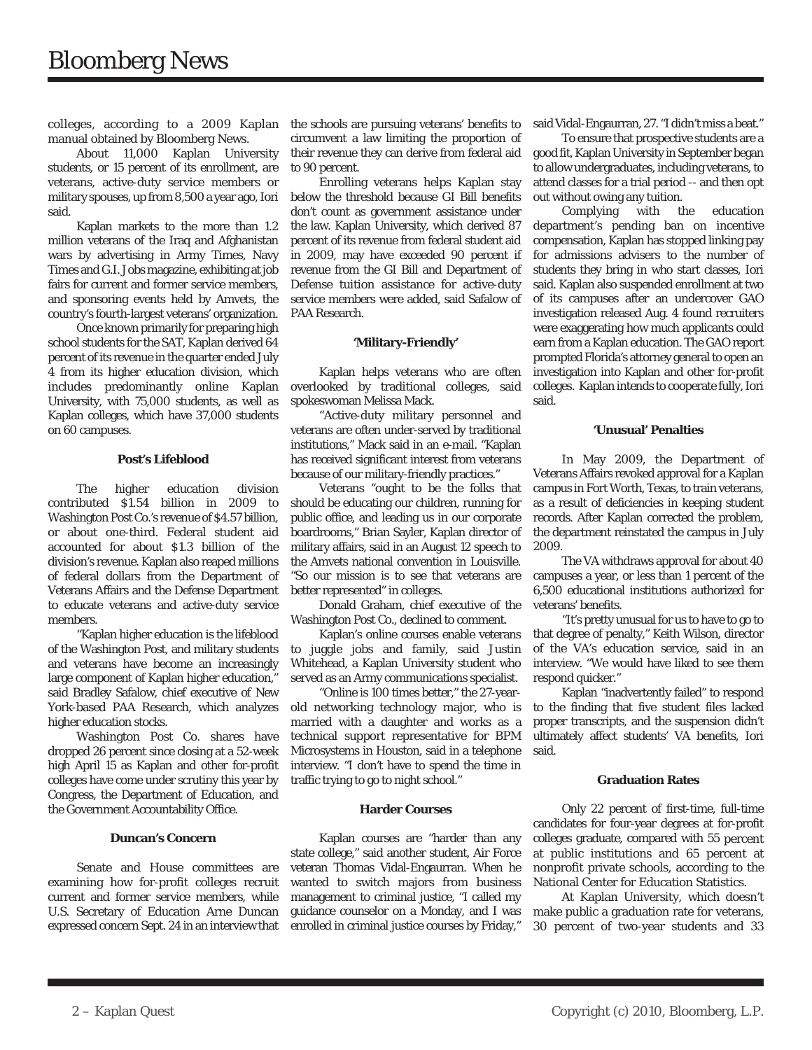colleges, according to a 2009 Kaplan manual obtained by Bloomberg News.

About 11,000 Kaplan University students, or 15 percent of its enrollment, are veterans, active-duty service members or military spouses, up from 8,500 a year ago, Iori said.

Kaplan markets to the more than 1.2 million veterans of the Iraq and Afghanistan wars by advertising in Army Times, Navy Times and G.I. Jobs magazine, exhibiting at job fairs for current and former service members, and sponsoring events held by Amvets, the country's fourth-largest veterans' organization.

Once known primarily for preparing high school students for the SAT, Kaplan derived 64 percent of its revenue in the quarter ended July 4 from its higher education division, which includes predominantly online Kaplan University, with 75,000 students, as well as Kaplan colleges, which have 37,000 students on 60 campuses.

**Post's Lifeblood**

The higher education division contributed $1.54 billion in 2009 to Washington Post Co.'s revenue of $4.57 billion, or about one-third. Federal student aid accounted for about $1.3 billion of the division's revenue. Kaplan also reaped millions of federal dollars from the Department of Veterans Affairs and the Defense Department to educate veterans and active-duty service members.

"Kaplan higher education is the lifeblood of the Washington Post, and military students and veterans have become an increasingly large component of Kaplan higher education," said Bradley Safalow, chief executive of New York-based PAA Research, which analyzes higher education stocks.

Washington Post Co. shares have dropped 26 percent since closing at a 52-week high April 15 as Kaplan and other for-profit colleges have come under scrutiny this year by Congress, the Department of Education, and the Government Accountability Office.

**Duncan's Concern**

Senate and House committees are examining how for-profit colleges recruit current and former service members, while U.S. Secretary of Education Arne Duncan expressed concern Sept. 24 in an interview that the schools are pursuing veterans' benefits to circumvent a law limiting the proportion of their revenue they can derive from federal aid to 90 percent.

Enrolling veterans helps Kaplan stay below the threshold because GI Bill benefits don't count as government assistance under the law. Kaplan University, which derived 87 percent of its revenue from federal student aid in 2009, may have exceeded 90 percent if revenue from the GI Bill and Department of Defense tuition assistance for active-duty service members were added, said Safalow of PAA Research.

**'Military-Friendly'**

Kaplan helps veterans who are often overlooked by traditional colleges, said spokeswoman Melissa Mack.

"Active-duty military personnel and veterans are often under-served by traditional institutions," Mack said in an e-mail. "Kaplan has received significant interest from veterans because of our military-friendly practices."

Veterans "ought to be the folks that should be educating our children, running for public office, and leading us in our corporate boardrooms," Brian Sayler, Kaplan director of military affairs, said in an August 12 speech to the Amvets national convention in Louisville. "So our mission is to see that veterans are better represented" in colleges.

Donald Graham, chief executive of the Washington Post Co., declined to comment.

Kaplan's online courses enable veterans to juggle jobs and family, said Justin Whitehead, a Kaplan University student who served as an Army communications specialist.

"Online is 100 times better," the 27-year-old networking technology major, who is married with a daughter and works as a technical support representative for BPM Microsystems in Houston, said in a telephone interview. "I don't have to spend the time in traffic trying to go to night school."

**Harder Courses**

Kaplan courses are "harder than any state college," said another student, Air Force veteran Thomas Vidal-Engaurran. When he wanted to switch majors from business management to criminal justice, "I called my guidance counselor on a Monday, and I was enrolled in criminal justice courses by Friday," said Vidal-Engaurran, 27. "I didn't miss a beat."

To ensure that prospective students are a good fit, Kaplan University in September began to allow undergraduates, including veterans, to attend classes for a trial period -- and then opt out without owing any tuition.

Complying with the education department's pending ban on incentive compensation, Kaplan has stopped linking pay for admissions advisers to the number of students they bring in who start classes, Iori said. Kaplan also suspended enrollment at two of its campuses after an undercover GAO investigation released Aug. 4 found recruiters were exaggerating how much applicants could earn from a Kaplan education. The GAO report prompted Florida's attorney general to open an investigation into Kaplan and other for-profit colleges. Kaplan intends to cooperate fully, Iori said.

**'Unusual' Penalties**

In May 2009, the Department of Veterans Affairs revoked approval for a Kaplan campus in Fort Worth, Texas, to train veterans, as a result of deficiencies in keeping student records. After Kaplan corrected the problem, the department reinstated the campus in July 2009.

The VA withdraws approval for about 40 campuses a year, or less than 1 percent of the 6,500 educational institutions authorized for veterans' benefits.

"It's pretty unusual for us to have to go to that degree of penalty," Keith Wilson, director of the VA's education service, said in an interview. "We would have liked to see them respond quicker."

Kaplan "inadvertently failed" to respond to the finding that five student files lacked proper transcripts, and the suspension didn't ultimately affect students' VA benefits, Iori said.

**Graduation Rates**

Only 22 percent of first-time, full-time candidates for four-year degrees at for-profit colleges graduate, compared with 55 percent at public institutions and 65 percent at nonprofit private schools, according to the National Center for Education Statistics.

At Kaplan University, which doesn't make public a graduation rate for veterans, 30 percent of two-year students and 33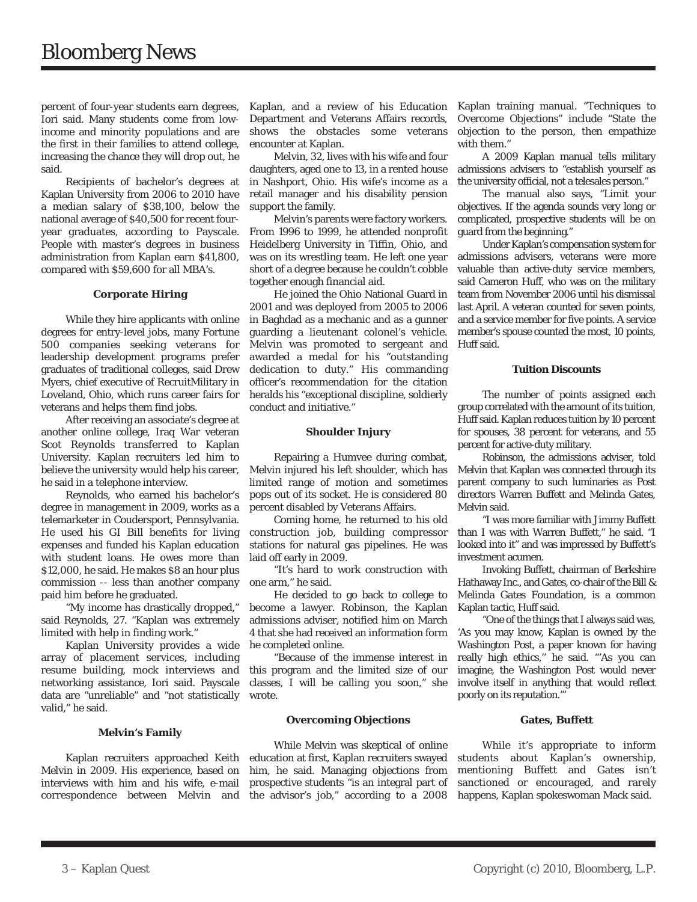percent of four-year students earn degrees, Iori said. Many students come from low-income and minority populations and are the first in their families to attend college, increasing the chance they will drop out, he said.

Recipients of bachelor's degrees at Kaplan University from 2006 to 2010 have a median salary of $38,100, below the national average of $40,500 for recent four-year graduates, according to Payscale. People with master's degrees in business administration from Kaplan earn $41,800, compared with $59,600 for all MBA's.

### Corporate Hiring

While they hire applicants with online degrees for entry-level jobs, many Fortune 500 companies seeking veterans for leadership development programs prefer graduates of traditional colleges, said Drew Myers, chief executive of RecruitMilitary in Loveland, Ohio, which runs career fairs for veterans and helps them find jobs.

After receiving an associate's degree at another online college, Iraq War veteran Scot Reynolds transferred to Kaplan University. Kaplan recruiters led him to believe the university would help his career, he said in a telephone interview.

Reynolds, who earned his bachelor's degree in management in 2009, works as a telemarketer in Coudersport, Pennsylvania. He used his GI Bill benefits for living expenses and funded his Kaplan education with student loans. He owes more than $12,000, he said. He makes $8 an hour plus commission -- less than another company paid him before he graduated.

"My income has drastically dropped," said Reynolds, 27. "Kaplan was extremely limited with help in finding work."

Kaplan University provides a wide array of placement services, including resume building, mock interviews and networking assistance, Iori said. Payscale data are "unreliable" and "not statistically valid," he said.

### Melvin's Family

Kaplan recruiters approached Keith Melvin in 2009. His experience, based on interviews with him and his wife, e-mail correspondence between Melvin and Kaplan, and a review of his Education Department and Veterans Affairs records, shows the obstacles some veterans encounter at Kaplan.

Melvin, 32, lives with his wife and four daughters, aged one to 13, in a rented house in Nashport, Ohio. His wife's income as a retail manager and his disability pension support the family.

Melvin's parents were factory workers. From 1996 to 1999, he attended nonprofit Heidelberg University in Tiffin, Ohio, and was on its wrestling team. He left one year short of a degree because he couldn't cobble together enough financial aid.

He joined the Ohio National Guard in 2001 and was deployed from 2005 to 2006 in Baghdad as a mechanic and as a gunner guarding a lieutenant colonel's vehicle. Melvin was promoted to sergeant and awarded a medal for his "outstanding dedication to duty." His commanding officer's recommendation for the citation heralds his "exceptional discipline, soldierly conduct and initiative."

### Shoulder Injury

Repairing a Humvee during combat, Melvin injured his left shoulder, which has limited range of motion and sometimes pops out of its socket. He is considered 80 percent disabled by Veterans Affairs.

Coming home, he returned to his old construction job, building compressor stations for natural gas pipelines. He was laid off early in 2009.

"It's hard to work construction with one arm," he said.

He decided to go back to college to become a lawyer. Robinson, the Kaplan admissions adviser, notified him on March 4 that she had received an information form he completed online.

"Because of the immense interest in this program and the limited size of our classes, I will be calling you soon," she wrote.

### Overcoming Objections

While Melvin was skeptical of online education at first, Kaplan recruiters swayed him, he said. Managing objections from prospective students "is an integral part of the advisor's job," according to a 2008 Kaplan training manual. "Techniques to Overcome Objections" include "State the objection to the person, then empathize with them."

A 2009 Kaplan manual tells military admissions advisers to "establish yourself as the university official, not a telesales person."

The manual also says, "Limit your objectives. If the agenda sounds very long or complicated, prospective students will be on guard from the beginning."

Under Kaplan's compensation system for admissions advisers, veterans were more valuable than active-duty service members, said Cameron Huff, who was on the military team from November 2006 until his dismissal last April. A veteran counted for seven points, and a service member for five points. A service member's spouse counted the most, 10 points, Huff said.

### Tuition Discounts

The number of points assigned each group correlated with the amount of its tuition, Huff said. Kaplan reduces tuition by 10 percent for spouses, 38 percent for veterans, and 55 percent for active-duty military.

Robinson, the admissions adviser, told Melvin that Kaplan was connected through its parent company to such luminaries as Post directors Warren Buffett and Melinda Gates, Melvin said.

"I was more familiar with Jimmy Buffett than I was with Warren Buffett," he said. "I looked into it" and was impressed by Buffett's investment acumen.

Invoking Buffett, chairman of Berkshire Hathaway Inc., and Gates, co-chair of the Bill & Melinda Gates Foundation, is a common Kaplan tactic, Huff said.

"One of the things that I always said was, 'As you may know, Kaplan is owned by the Washington Post, a paper known for having really high ethics,'' he said. "'As you can imagine, the Washington Post would never involve itself in anything that would reflect poorly on its reputation.'"

### Gates, Buffett

While it's appropriate to inform students about Kaplan's ownership, mentioning Buffett and Gates isn't sanctioned or encouraged, and rarely happens, Kaplan spokeswoman Mack said.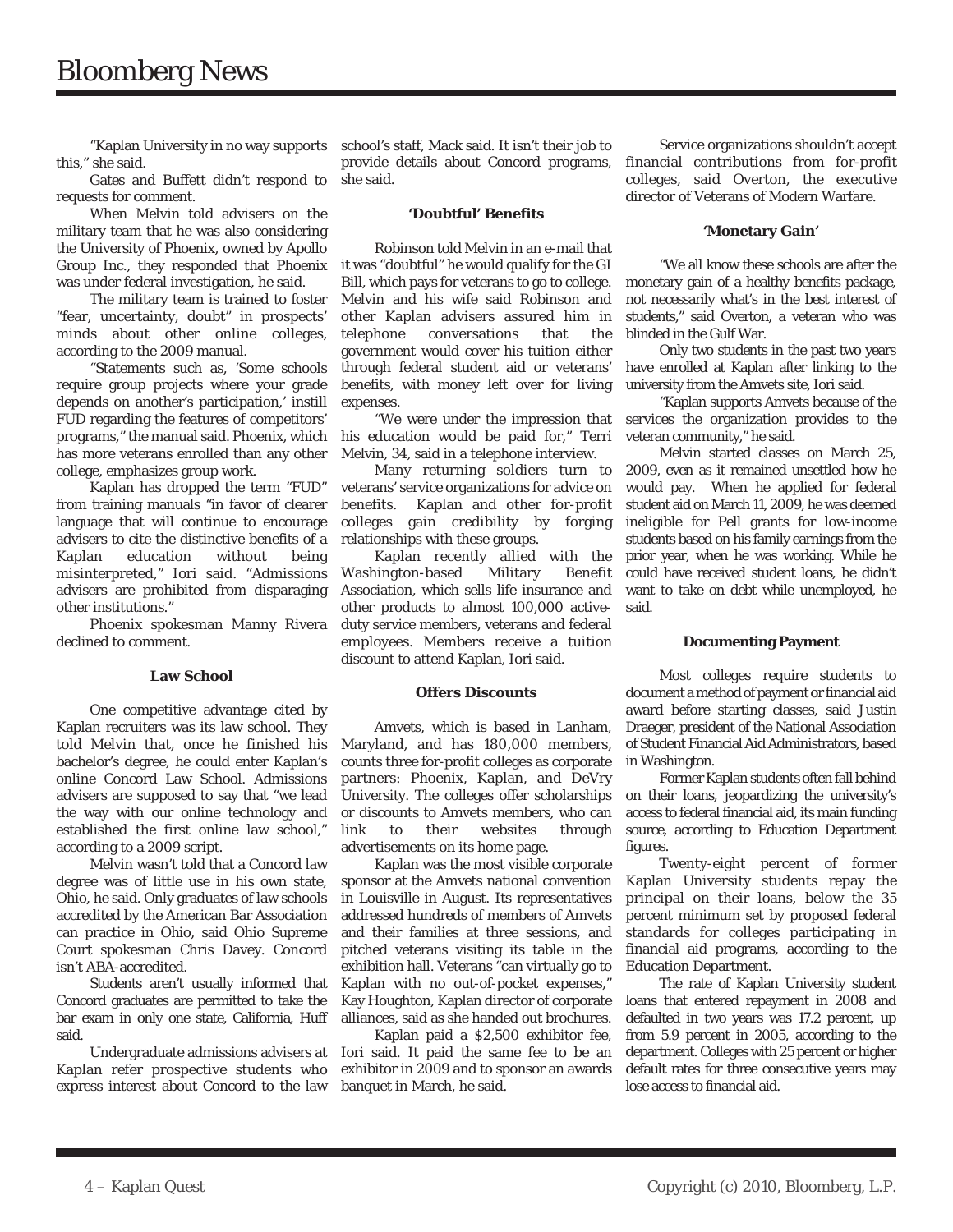"Kaplan University in no way supports this," she said.

Gates and Buffett didn't respond to requests for comment.

When Melvin told advisers on the military team that he was also considering the University of Phoenix, owned by Apollo Group Inc., they responded that Phoenix was under federal investigation, he said.

The military team is trained to foster "fear, uncertainty, doubt" in prospects' minds about other online colleges, according to the 2009 manual.

"Statements such as, 'Some schools require group projects where your grade depends on another's participation,' instill FUD regarding the features of competitors' programs," the manual said. Phoenix, which has more veterans enrolled than any other college, emphasizes group work.

Kaplan has dropped the term "FUD" from training manuals "in favor of clearer language that will continue to encourage advisers to cite the distinctive benefits of a Kaplan education without being misinterpreted," Iori said. "Admissions advisers are prohibited from disparaging other institutions."

Phoenix spokesman Manny Rivera declined to comment.

### Law School

One competitive advantage cited by Kaplan recruiters was its law school. They told Melvin that, once he finished his bachelor's degree, he could enter Kaplan's online Concord Law School. Admissions advisers are supposed to say that "we lead the way with our online technology and established the first online law school," according to a 2009 script.

Melvin wasn't told that a Concord law degree was of little use in his own state, Ohio, he said. Only graduates of law schools accredited by the American Bar Association can practice in Ohio, said Ohio Supreme Court spokesman Chris Davey. Concord isn't ABA-accredited.

Students aren't usually informed that Concord graduates are permitted to take the bar exam in only one state, California, Huff said.

Undergraduate admissions advisers at Kaplan refer prospective students who express interest about Concord to the law school's staff, Mack said. It isn't their job to provide details about Concord programs, she said.

### 'Doubtful' Benefits

Robinson told Melvin in an e-mail that it was "doubtful" he would qualify for the GI Bill, which pays for veterans to go to college. Melvin and his wife said Robinson and other Kaplan advisers assured him in telephone conversations that the government would cover his tuition either through federal student aid or veterans' benefits, with money left over for living expenses.

"We were under the impression that his education would be paid for," Terri Melvin, 34, said in a telephone interview.

Many returning soldiers turn to veterans' service organizations for advice on benefits. Kaplan and other for-profit colleges gain credibility by forging relationships with these groups.

Kaplan recently allied with the Washington-based Military Benefit Association, which sells life insurance and other products to almost 100,000 active-duty service members, veterans and federal employees. Members receive a tuition discount to attend Kaplan, Iori said.

### Offers Discounts

Amvets, which is based in Lanham, Maryland, and has 180,000 members, counts three for-profit colleges as corporate partners: Phoenix, Kaplan, and DeVry University. The colleges offer scholarships or discounts to Amvets members, who can link to their websites through advertisements on its home page.

Kaplan was the most visible corporate sponsor at the Amvets national convention in Louisville in August. Its representatives addressed hundreds of members of Amvets and their families at three sessions, and pitched veterans visiting its table in the exhibition hall. Veterans "can virtually go to Kaplan with no out-of-pocket expenses," Kay Houghton, Kaplan director of corporate alliances, said as she handed out brochures.

Kaplan paid a $2,500 exhibitor fee, Iori said. It paid the same fee to be an exhibitor in 2009 and to sponsor an awards banquet in March, he said.

Service organizations shouldn't accept financial contributions from for-profit colleges, said Overton, the executive director of Veterans of Modern Warfare.

### 'Monetary Gain'

"We all know these schools are after the monetary gain of a healthy benefits package, not necessarily what's in the best interest of students," said Overton, a veteran who was blinded in the Gulf War.

Only two students in the past two years have enrolled at Kaplan after linking to the university from the Amvets site, Iori said.

"Kaplan supports Amvets because of the services the organization provides to the veteran community," he said.

Melvin started classes on March 25, 2009, even as it remained unsettled how he would pay. When he applied for federal student aid on March 11, 2009, he was deemed ineligible for Pell grants for low-income students based on his family earnings from the prior year, when he was working. While he could have received student loans, he didn't want to take on debt while unemployed, he said.

### Documenting Payment

Most colleges require students to document a method of payment or financial aid award before starting classes, said Justin Draeger, president of the National Association of Student Financial Aid Administrators, based in Washington.

Former Kaplan students often fall behind on their loans, jeopardizing the university's access to federal financial aid, its main funding source, according to Education Department figures.

Twenty-eight percent of former Kaplan University students repay the principal on their loans, below the 35 percent minimum set by proposed federal standards for colleges participating in financial aid programs, according to the Education Department.

The rate of Kaplan University student loans that entered repayment in 2008 and defaulted in two years was 17.2 percent, up from 5.9 percent in 2005, according to the department. Colleges with 25 percent or higher default rates for three consecutive years may lose access to financial aid.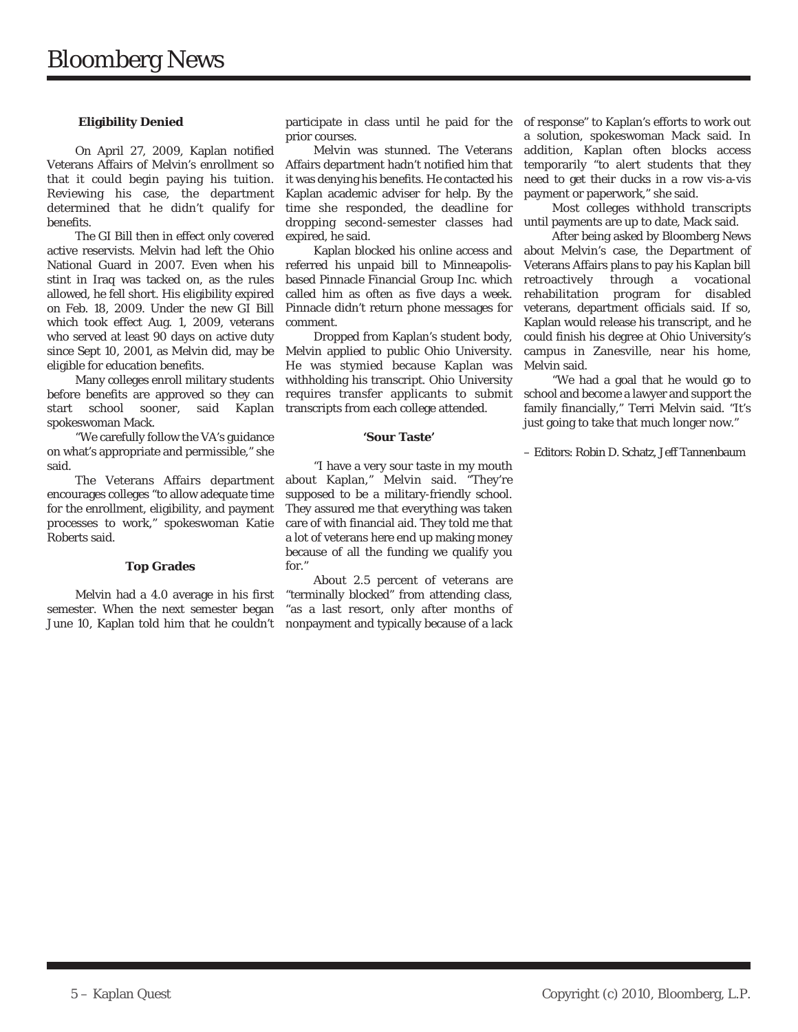#### Eligibility Denied

On April 27, 2009, Kaplan notified Veterans Affairs of Melvin's enrollment so that it could begin paying his tuition. Reviewing his case, the department determined that he didn't qualify for benefits.

The GI Bill then in effect only covered active reservists. Melvin had left the Ohio National Guard in 2007. Even when his stint in Iraq was tacked on, as the rules allowed, he fell short. His eligibility expired on Feb. 18, 2009. Under the new GI Bill which took effect Aug. 1, 2009, veterans who served at least 90 days on active duty since Sept 10, 2001, as Melvin did, may be eligible for education benefits.

Many colleges enroll military students before benefits are approved so they can start school sooner, said Kaplan spokeswoman Mack.

"We carefully follow the VA's guidance on what's appropriate and permissible," she said.

The Veterans Affairs department encourages colleges "to allow adequate time for the enrollment, eligibility, and payment processes to work," spokeswoman Katie Roberts said.

#### Top Grades

Melvin had a 4.0 average in his first semester. When the next semester began June 10, Kaplan told him that he couldn't participate in class until he paid for the prior courses.

Melvin was stunned. The Veterans Affairs department hadn't notified him that it was denying his benefits. He contacted his Kaplan academic adviser for help. By the time she responded, the deadline for dropping second-semester classes had expired, he said.

Kaplan blocked his online access and referred his unpaid bill to Minneapolis-based Pinnacle Financial Group Inc. which called him as often as five days a week. Pinnacle didn't return phone messages for comment.

Dropped from Kaplan's student body, Melvin applied to public Ohio University. He was stymied because Kaplan was withholding his transcript. Ohio University requires transfer applicants to submit transcripts from each college attended.

#### 'Sour Taste'

"I have a very sour taste in my mouth about Kaplan," Melvin said. "They're supposed to be a military-friendly school. They assured me that everything was taken care of with financial aid. They told me that a lot of veterans here end up making money because of all the funding we qualify you for."

About 2.5 percent of veterans are "terminally blocked" from attending class, "as a last resort, only after months of nonpayment and typically because of a lack of response" to Kaplan's efforts to work out a solution, spokeswoman Mack said. In addition, Kaplan often blocks access temporarily "to alert students that they need to get their ducks in a row vis-a-vis payment or paperwork," she said.

Most colleges withhold transcripts until payments are up to date, Mack said.

After being asked by Bloomberg News about Melvin's case, the Department of Veterans Affairs plans to pay his Kaplan bill retroactively through a vocational rehabilitation program for disabled veterans, department officials said. If so, Kaplan would release his transcript, and he could finish his degree at Ohio University's campus in Zanesville, near his home, Melvin said.

"We had a goal that he would go to school and become a lawyer and support the family financially," Terri Melvin said. "It's just going to take that much longer now."

– Editors: Robin D. Schatz, Jeff Tannenbaum

Copyright (c) 2010, Bloomberg, L.P.